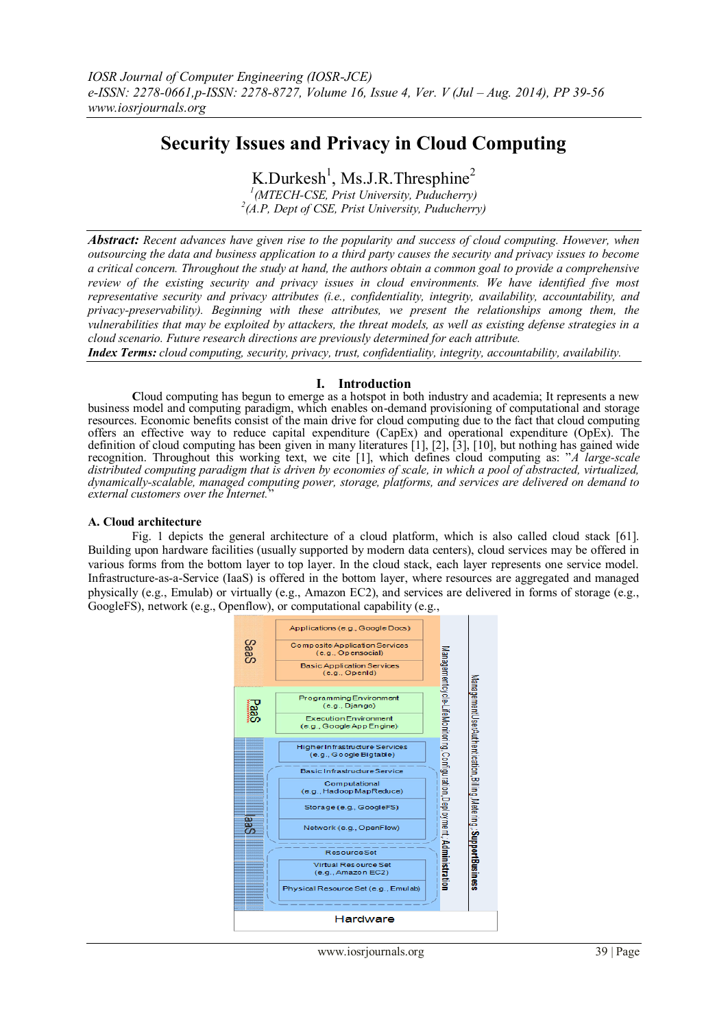# Security Issues and Privacy in Cloud Computing

K.Durkesh[1], Ms.J.R.Thresphine[2]

[1](MTECH-CSE, Prist University, Puducherry)
[2](A.P, Dept of CSE, Prist University, Puducherry)

***Abstract:*** *Recent advances have given rise to the popularity and success of cloud computing. However, when outsourcing the data and business application to a third party causes the security and privacy issues to become a critical concern. Throughout the study at hand, the authors obtain a common goal to provide a comprehensive review of the existing security and privacy issues in cloud environments. We have identified five most representative security and privacy attributes (i.e., confidentiality, integrity, availability, accountability, and privacy-preservability). Beginning with these attributes, we present the relationships among them, the vulnerabilities that may be exploited by attackers, the threat models, as well as existing defense strategies in a cloud scenario. Future research directions are previously determined for each attribute.*

***Index Terms:*** *cloud computing, security, privacy, trust, confidentiality, integrity, accountability, availability.*

## I. Introduction

Cloud computing has begun to emerge as a hotspot in both industry and academia; It represents a new business model and computing paradigm, which enables on-demand provisioning of computational and storage resources. Economic benefits consist of the main drive for cloud computing due to the fact that cloud computing offers an effective way to reduce capital expenditure (CapEx) and operational expenditure (OpEx). The definition of cloud computing has been given in many literatures [1], [2], [3], [10], but nothing has gained wide recognition. Throughout this working text, we cite [1], which defines cloud computing as: "*A large-scale distributed computing paradigm that is driven by economies of scale, in which a pool of abstracted, virtualized, dynamically-scalable, managed computing power, storage, platforms, and services are delivered on demand to external customers over the Internet.*"

### A. Cloud architecture

Fig. 1 depicts the general architecture of a cloud platform, which is also called cloud stack [61]. Building upon hardware facilities (usually supported by modern data centers), cloud services may be offered in various forms from the bottom layer to top layer. In the cloud stack, each layer represents one service model. Infrastructure-as-a-Service (IaaS) is offered in the bottom layer, where resources are aggregated and managed physically (e.g., Emulab) or virtually (e.g., Amazon EC2), and services are delivered in forms of storage (e.g., GoogleFS), network (e.g., Openflow), or computational capability (e.g.,

SaaS: Applications (e.g., Google Docs); Composite Application Services (e.g., Opensocial); Basic Application Services (e.g., OpenId)

PaaS: Programming Environment (e.g., Django); Execution Environment (e.g., Google App Engine)

IaaS: Higher Infrastructure Services (e.g., Google Bigtable); Basic Infrastructure Service: Computational (e.g., Hadoop MapReduce), Storage (e.g., GoogleFS), Network (e.g., OpenFlow); Resource Set: Virtual Resource Set (e.g., Amazon EC2), Physical Resource Set (e.g., Emulab)

Hardware

Management: cycle-Life Monitoring, Configuration, Deployment, **Administration**

Management: User Authentication, Billing, Metering, **Support Business**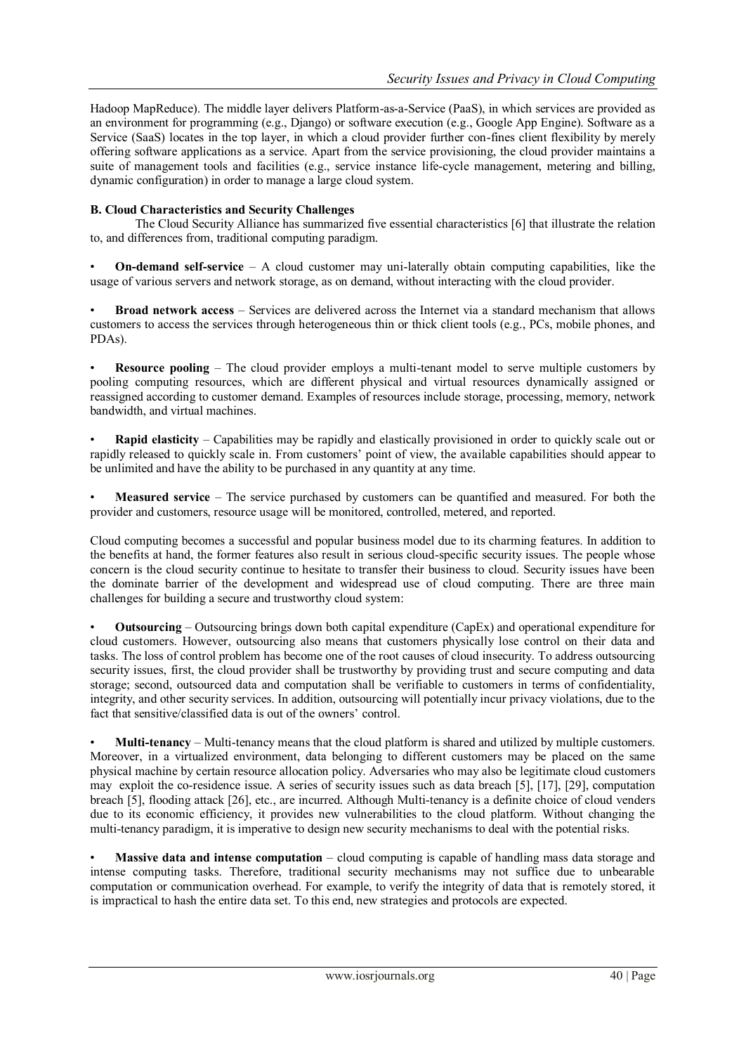Hadoop MapReduce). The middle layer delivers Platform-as-a-Service (PaaS), in which services are provided as an environment for programming (e.g., Django) or software execution (e.g., Google App Engine). Software as a Service (SaaS) locates in the top layer, in which a cloud provider further con-fines client flexibility by merely offering software applications as a service. Apart from the service provisioning, the cloud provider maintains a suite of management tools and facilities (e.g., service instance life-cycle management, metering and billing, dynamic configuration) in order to manage a large cloud system.

**B. Cloud Characteristics and Security Challenges**

The Cloud Security Alliance has summarized five essential characteristics [6] that illustrate the relation to, and differences from, traditional computing paradigm.

- **On-demand self-service** – A cloud customer may uni-laterally obtain computing capabilities, like the usage of various servers and network storage, as on demand, without interacting with the cloud provider.

- **Broad network access** – Services are delivered across the Internet via a standard mechanism that allows customers to access the services through heterogeneous thin or thick client tools (e.g., PCs, mobile phones, and PDAs).

- **Resource pooling** – The cloud provider employs a multi-tenant model to serve multiple customers by pooling computing resources, which are different physical and virtual resources dynamically assigned or reassigned according to customer demand. Examples of resources include storage, processing, memory, network bandwidth, and virtual machines.

- **Rapid elasticity** – Capabilities may be rapidly and elastically provisioned in order to quickly scale out or rapidly released to quickly scale in. From customers' point of view, the available capabilities should appear to be unlimited and have the ability to be purchased in any quantity at any time.

- **Measured service** – The service purchased by customers can be quantified and measured. For both the provider and customers, resource usage will be monitored, controlled, metered, and reported.

Cloud computing becomes a successful and popular business model due to its charming features. In addition to the benefits at hand, the former features also result in serious cloud-specific security issues. The people whose concern is the cloud security continue to hesitate to transfer their business to cloud. Security issues have been the dominate barrier of the development and widespread use of cloud computing. There are three main challenges for building a secure and trustworthy cloud system:

- **Outsourcing** – Outsourcing brings down both capital expenditure (CapEx) and operational expenditure for cloud customers. However, outsourcing also means that customers physically lose control on their data and tasks. The loss of control problem has become one of the root causes of cloud insecurity. To address outsourcing security issues, first, the cloud provider shall be trustworthy by providing trust and secure computing and data storage; second, outsourced data and computation shall be verifiable to customers in terms of confidentiality, integrity, and other security services. In addition, outsourcing will potentially incur privacy violations, due to the fact that sensitive/classified data is out of the owners' control.

- **Multi-tenancy** – Multi-tenancy means that the cloud platform is shared and utilized by multiple customers. Moreover, in a virtualized environment, data belonging to different customers may be placed on the same physical machine by certain resource allocation policy. Adversaries who may also be legitimate cloud customers may exploit the co-residence issue. A series of security issues such as data breach [5], [17], [29], computation breach [5], flooding attack [26], etc., are incurred. Although Multi-tenancy is a definite choice of cloud venders due to its economic efficiency, it provides new vulnerabilities to the cloud platform. Without changing the multi-tenancy paradigm, it is imperative to design new security mechanisms to deal with the potential risks.

- **Massive data and intense computation** – cloud computing is capable of handling mass data storage and intense computing tasks. Therefore, traditional security mechanisms may not suffice due to unbearable computation or communication overhead. For example, to verify the integrity of data that is remotely stored, it is impractical to hash the entire data set. To this end, new strategies and protocols are expected.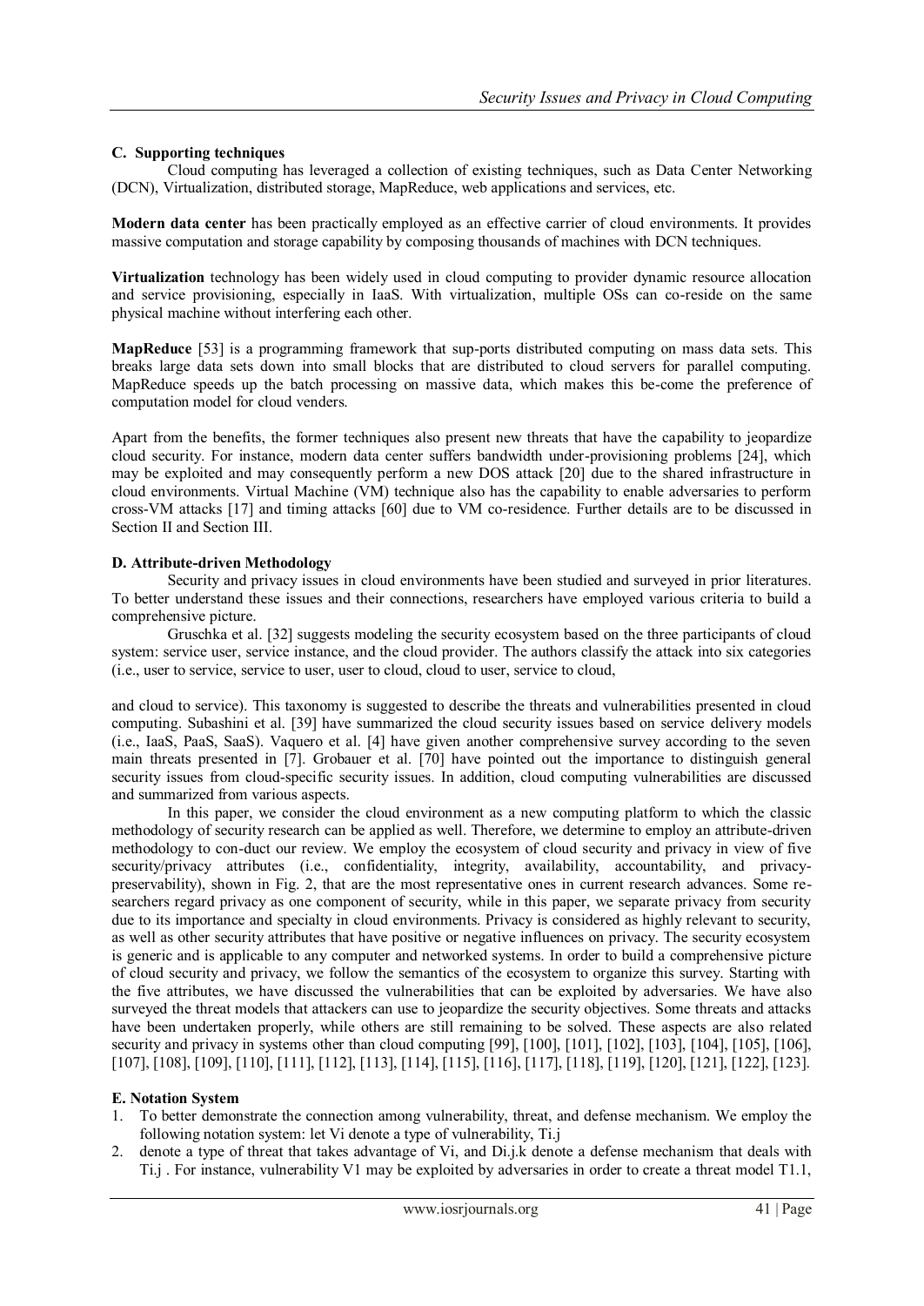### C. Supporting techniques

Cloud computing has leveraged a collection of existing techniques, such as Data Center Networking (DCN), Virtualization, distributed storage, MapReduce, web applications and services, etc.

**Modern data center** has been practically employed as an effective carrier of cloud environments. It provides massive computation and storage capability by composing thousands of machines with DCN techniques.

**Virtualization** technology has been widely used in cloud computing to provider dynamic resource allocation and service provisioning, especially in IaaS. With virtualization, multiple OSs can co-reside on the same physical machine without interfering each other.

**MapReduce** [53] is a programming framework that sup-ports distributed computing on mass data sets. This breaks large data sets down into small blocks that are distributed to cloud servers for parallel computing. MapReduce speeds up the batch processing on massive data, which makes this be-come the preference of computation model for cloud venders.

Apart from the benefits, the former techniques also present new threats that have the capability to jeopardize cloud security. For instance, modern data center suffers bandwidth under-provisioning problems [24], which may be exploited and may consequently perform a new DOS attack [20] due to the shared infrastructure in cloud environments. Virtual Machine (VM) technique also has the capability to enable adversaries to perform cross-VM attacks [17] and timing attacks [60] due to VM co-residence. Further details are to be discussed in Section II and Section III.

### D. Attribute-driven Methodology

Security and privacy issues in cloud environments have been studied and surveyed in prior literatures. To better understand these issues and their connections, researchers have employed various criteria to build a comprehensive picture.

Gruschka et al. [32] suggests modeling the security ecosystem based on the three participants of cloud system: service user, service instance, and the cloud provider. The authors classify the attack into six categories (i.e., user to service, service to user, user to cloud, cloud to user, service to cloud,

and cloud to service). This taxonomy is suggested to describe the threats and vulnerabilities presented in cloud computing. Subashini et al. [39] have summarized the cloud security issues based on service delivery models (i.e., IaaS, PaaS, SaaS). Vaquero et al. [4] have given another comprehensive survey according to the seven main threats presented in [7]. Grobauer et al. [70] have pointed out the importance to distinguish general security issues from cloud-specific security issues. In addition, cloud computing vulnerabilities are discussed and summarized from various aspects.

In this paper, we consider the cloud environment as a new computing platform to which the classic methodology of security research can be applied as well. Therefore, we determine to employ an attribute-driven methodology to con-duct our review. We employ the ecosystem of cloud security and privacy in view of five security/privacy attributes (i.e., confidentiality, integrity, availability, accountability, and privacy-preservability), shown in Fig. 2, that are the most representative ones in current research advances. Some re-searchers regard privacy as one component of security, while in this paper, we separate privacy from security due to its importance and specialty in cloud environments. Privacy is considered as highly relevant to security, as well as other security attributes that have positive or negative influences on privacy. The security ecosystem is generic and is applicable to any computer and networked systems. In order to build a comprehensive picture of cloud security and privacy, we follow the semantics of the ecosystem to organize this survey. Starting with the five attributes, we have discussed the vulnerabilities that can be exploited by adversaries. We have also surveyed the threat models that attackers can use to jeopardize the security objectives. Some threats and attacks have been undertaken properly, while others are still remaining to be solved. These aspects are also related security and privacy in systems other than cloud computing [99], [100], [101], [102], [103], [104], [105], [106], [107], [108], [109], [110], [111], [112], [113], [114], [115], [116], [117], [118], [119], [120], [121], [122], [123].

### E. Notation System

1. To better demonstrate the connection among vulnerability, threat, and defense mechanism. We employ the following notation system: let $V_i$ denote a type of vulnerability, $T_{i.j}$
2. denote a type of threat that takes advantage of $V_i$, and $D_{i.j.k}$ denote a defense mechanism that deals with $T_{i.j}$. For instance, vulnerability $V_1$ may be exploited by adversaries in order to create a threat model $T_{1.1}$,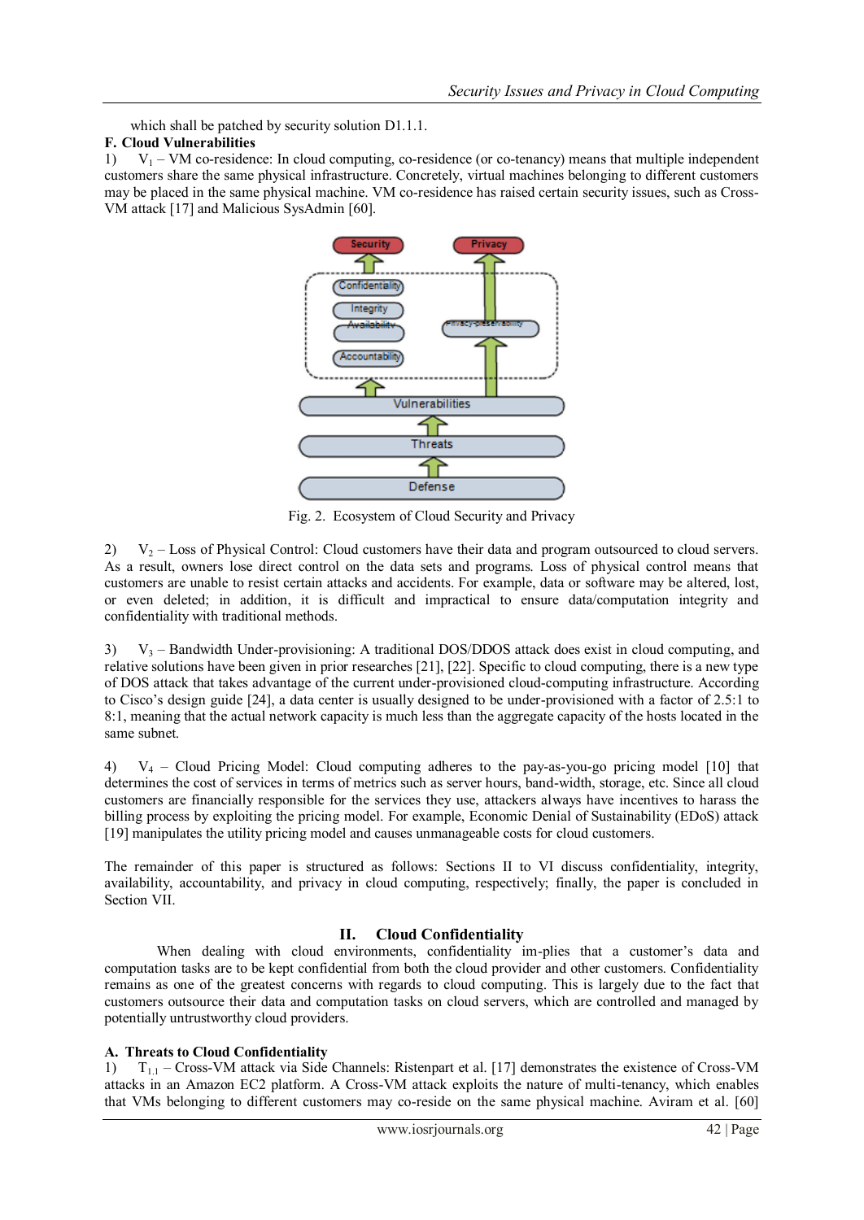which shall be patched by security solution D1.1.1.

### F. Cloud Vulnerabilities

1) $V_1$ – VM co-residence: In cloud computing, co-residence (or co-tenancy) means that multiple independent customers share the same physical infrastructure. Concretely, virtual machines belonging to different customers may be placed in the same physical machine. VM co-residence has raised certain security issues, such as Cross-VM attack [17] and Malicious SysAdmin [60].

Fig. 2. Ecosystem of Cloud Security and Privacy

2) $V_2$ – Loss of Physical Control: Cloud customers have their data and program outsourced to cloud servers. As a result, owners lose direct control on the data sets and programs. Loss of physical control means that customers are unable to resist certain attacks and accidents. For example, data or software may be altered, lost, or even deleted; in addition, it is difficult and impractical to ensure data/computation integrity and confidentiality with traditional methods.

3) $V_3$ – Bandwidth Under-provisioning: A traditional DOS/DDOS attack does exist in cloud computing, and relative solutions have been given in prior researches [21], [22]. Specific to cloud computing, there is a new type of DOS attack that takes advantage of the current under-provisioned cloud-computing infrastructure. According to Cisco's design guide [24], a data center is usually designed to be under-provisioned with a factor of 2.5:1 to 8:1, meaning that the actual network capacity is much less than the aggregate capacity of the hosts located in the same subnet.

4) $V_4$ – Cloud Pricing Model: Cloud computing adheres to the pay-as-you-go pricing model [10] that determines the cost of services in terms of metrics such as server hours, band-width, storage, etc. Since all cloud customers are financially responsible for the services they use, attackers always have incentives to harass the billing process by exploiting the pricing model. For example, Economic Denial of Sustainability (EDoS) attack [19] manipulates the utility pricing model and causes unmanageable costs for cloud customers.

The remainder of this paper is structured as follows: Sections II to VI discuss confidentiality, integrity, availability, accountability, and privacy in cloud computing, respectively; finally, the paper is concluded in Section VII.

## II. Cloud Confidentiality

When dealing with cloud environments, confidentiality im-plies that a customer's data and computation tasks are to be kept confidential from both the cloud provider and other customers. Confidentiality remains as one of the greatest concerns with regards to cloud computing. This is largely due to the fact that customers outsource their data and computation tasks on cloud servers, which are controlled and managed by potentially untrustworthy cloud providers.

### A. Threats to Cloud Confidentiality

1) $T_{1.1}$ – Cross-VM attack via Side Channels: Ristenpart et al. [17] demonstrates the existence of Cross-VM attacks in an Amazon EC2 platform. A Cross-VM attack exploits the nature of multi-tenancy, which enables that VMs belonging to different customers may co-reside on the same physical machine. Aviram et al. [60]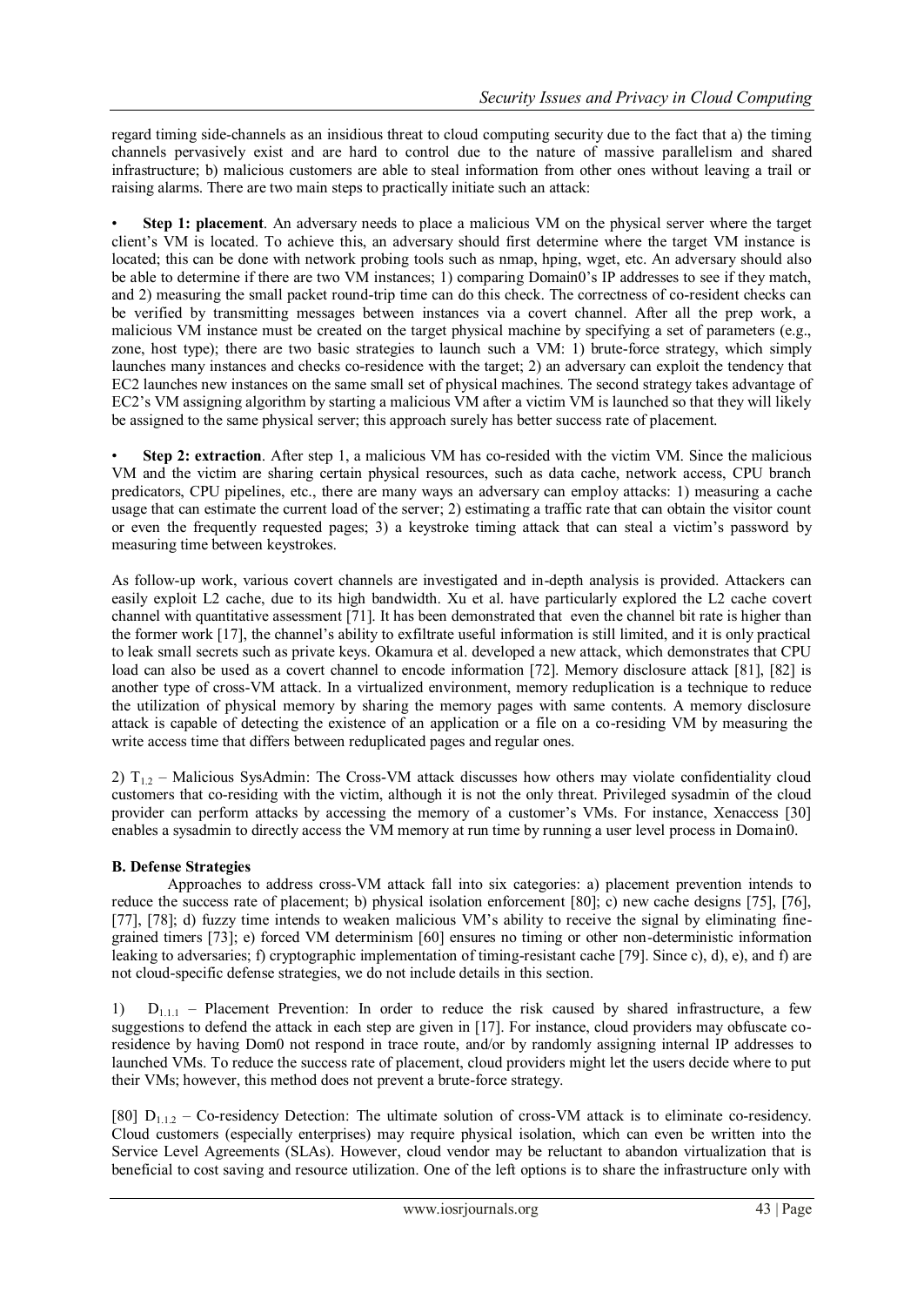regard timing side-channels as an insidious threat to cloud computing security due to the fact that a) the timing channels pervasively exist and are hard to control due to the nature of massive parallelism and shared infrastructure; b) malicious customers are able to steal information from other ones without leaving a trail or raising alarms. There are two main steps to practically initiate such an attack:

- **Step 1: placement**. An adversary needs to place a malicious VM on the physical server where the target client's VM is located. To achieve this, an adversary should first determine where the target VM instance is located; this can be done with network probing tools such as nmap, hping, wget, etc. An adversary should also be able to determine if there are two VM instances; 1) comparing Domain0's IP addresses to see if they match, and 2) measuring the small packet round-trip time can do this check. The correctness of co-resident checks can be verified by transmitting messages between instances via a covert channel. After all the prep work, a malicious VM instance must be created on the target physical machine by specifying a set of parameters (e.g., zone, host type); there are two basic strategies to launch such a VM: 1) brute-force strategy, which simply launches many instances and checks co-residence with the target; 2) an adversary can exploit the tendency that EC2 launches new instances on the same small set of physical machines. The second strategy takes advantage of EC2's VM assigning algorithm by starting a malicious VM after a victim VM is launched so that they will likely be assigned to the same physical server; this approach surely has better success rate of placement.

- **Step 2: extraction**. After step 1, a malicious VM has co-resided with the victim VM. Since the malicious VM and the victim are sharing certain physical resources, such as data cache, network access, CPU branch predicators, CPU pipelines, etc., there are many ways an adversary can employ attacks: 1) measuring a cache usage that can estimate the current load of the server; 2) estimating a traffic rate that can obtain the visitor count or even the frequently requested pages; 3) a keystroke timing attack that can steal a victim's password by measuring time between keystrokes.

As follow-up work, various covert channels are investigated and in-depth analysis is provided. Attackers can easily exploit L2 cache, due to its high bandwidth. Xu et al. have particularly explored the L2 cache covert channel with quantitative assessment [71]. It has been demonstrated that even the channel bit rate is higher than the former work [17], the channel's ability to exfiltrate useful information is still limited, and it is only practical to leak small secrets such as private keys. Okamura et al. developed a new attack, which demonstrates that CPU load can also be used as a covert channel to encode information [72]. Memory disclosure attack [81], [82] is another type of cross-VM attack. In a virtualized environment, memory reduplication is a technique to reduce the utilization of physical memory by sharing the memory pages with same contents. A memory disclosure attack is capable of detecting the existence of an application or a file on a co-residing VM by measuring the write access time that differs between reduplicated pages and regular ones.

2) $T_{1.2}$ – Malicious SysAdmin: The Cross-VM attack discusses how others may violate confidentiality cloud customers that co-residing with the victim, although it is not the only threat. Privileged sysadmin of the cloud provider can perform attacks by accessing the memory of a customer's VMs. For instance, Xenaccess [30] enables a sysadmin to directly access the VM memory at run time by running a user level process in Domain0.

**B. Defense Strategies**

Approaches to address cross-VM attack fall into six categories: a) placement prevention intends to reduce the success rate of placement; b) physical isolation enforcement [80]; c) new cache designs [75], [76], [77], [78]; d) fuzzy time intends to weaken malicious VM's ability to receive the signal by eliminating fine-grained timers [73]; e) forced VM determinism [60] ensures no timing or other non-deterministic information leaking to adversaries; f) cryptographic implementation of timing-resistant cache [79]. Since c), d), e), and f) are not cloud-specific defense strategies, we do not include details in this section.

1) $D_{1.1.1}$ – Placement Prevention: In order to reduce the risk caused by shared infrastructure, a few suggestions to defend the attack in each step are given in [17]. For instance, cloud providers may obfuscate co-residence by having Dom0 not respond in trace route, and/or by randomly assigning internal IP addresses to launched VMs. To reduce the success rate of placement, cloud providers might let the users decide where to put their VMs; however, this method does not prevent a brute-force strategy.

[80] $D_{1.1.2}$ – Co-residency Detection: The ultimate solution of cross-VM attack is to eliminate co-residency. Cloud customers (especially enterprises) may require physical isolation, which can even be written into the Service Level Agreements (SLAs). However, cloud vendor may be reluctant to abandon virtualization that is beneficial to cost saving and resource utilization. One of the left options is to share the infrastructure only with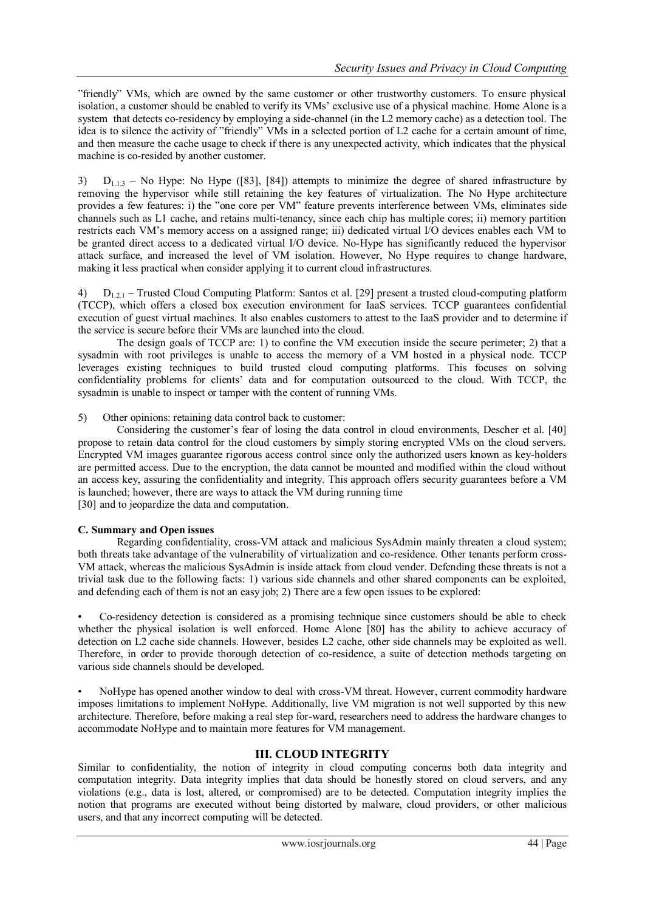"friendly" VMs, which are owned by the same customer or other trustworthy customers. To ensure physical isolation, a customer should be enabled to verify its VMs' exclusive use of a physical machine. Home Alone is a system that detects co-residency by employing a side-channel (in the L2 memory cache) as a detection tool. The idea is to silence the activity of "friendly" VMs in a selected portion of L2 cache for a certain amount of time, and then measure the cache usage to check if there is any unexpected activity, which indicates that the physical machine is co-resided by another customer.

3) $D_{1.1.3}$ – No Hype: No Hype ([83], [84]) attempts to minimize the degree of shared infrastructure by removing the hypervisor while still retaining the key features of virtualization. The No Hype architecture provides a few features: i) the "one core per VM" feature prevents interference between VMs, eliminates side channels such as L1 cache, and retains multi-tenancy, since each chip has multiple cores; ii) memory partition restricts each VM's memory access on a assigned range; iii) dedicated virtual I/O devices enables each VM to be granted direct access to a dedicated virtual I/O device. No-Hype has significantly reduced the hypervisor attack surface, and increased the level of VM isolation. However, No Hype requires to change hardware, making it less practical when consider applying it to current cloud infrastructures.

4) $D_{1.2.1}$ – Trusted Cloud Computing Platform: Santos et al. [29] present a trusted cloud-computing platform (TCCP), which offers a closed box execution environment for IaaS services. TCCP guarantees confidential execution of guest virtual machines. It also enables customers to attest to the IaaS provider and to determine if the service is secure before their VMs are launched into the cloud.

The design goals of TCCP are: 1) to confine the VM execution inside the secure perimeter; 2) that a sysadmin with root privileges is unable to access the memory of a VM hosted in a physical node. TCCP leverages existing techniques to build trusted cloud computing platforms. This focuses on solving confidentiality problems for clients' data and for computation outsourced to the cloud. With TCCP, the sysadmin is unable to inspect or tamper with the content of running VMs.

5) Other opinions: retaining data control back to customer:

Considering the customer's fear of losing the data control in cloud environments, Descher et al. [40] propose to retain data control for the cloud customers by simply storing encrypted VMs on the cloud servers. Encrypted VM images guarantee rigorous access control since only the authorized users known as key-holders are permitted access. Due to the encryption, the data cannot be mounted and modified within the cloud without an access key, assuring the confidentiality and integrity. This approach offers security guarantees before a VM is launched; however, there are ways to attack the VM during running time
[30] and to jeopardize the data and computation.

**C. Summary and Open issues**

Regarding confidentiality, cross-VM attack and malicious SysAdmin mainly threaten a cloud system; both threats take advantage of the vulnerability of virtualization and co-residence. Other tenants perform cross-VM attack, whereas the malicious SysAdmin is inside attack from cloud vender. Defending these threats is not a trivial task due to the following facts: 1) various side channels and other shared components can be exploited, and defending each of them is not an easy job; 2) There are a few open issues to be explored:

- Co-residency detection is considered as a promising technique since customers should be able to check whether the physical isolation is well enforced. Home Alone [80] has the ability to achieve accuracy of detection on L2 cache side channels. However, besides L2 cache, other side channels may be exploited as well. Therefore, in order to provide thorough detection of co-residence, a suite of detection methods targeting on various side channels should be developed.

- NoHype has opened another window to deal with cross-VM threat. However, current commodity hardware imposes limitations to implement NoHype. Additionally, live VM migration is not well supported by this new architecture. Therefore, before making a real step for-ward, researchers need to address the hardware changes to accommodate NoHype and to maintain more features for VM management.

## III. CLOUD INTEGRITY

Similar to confidentiality, the notion of integrity in cloud computing concerns both data integrity and computation integrity. Data integrity implies that data should be honestly stored on cloud servers, and any violations (e.g., data is lost, altered, or compromised) are to be detected. Computation integrity implies the notion that programs are executed without being distorted by malware, cloud providers, or other malicious users, and that any incorrect computing will be detected.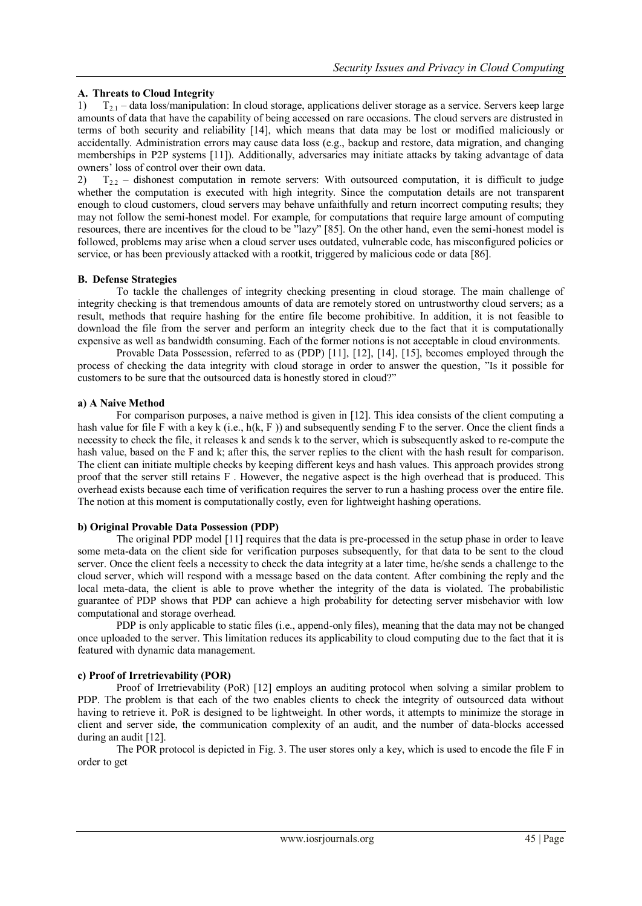### A. Threats to Cloud Integrity

1) $T_{2.1}$ – data loss/manipulation: In cloud storage, applications deliver storage as a service. Servers keep large amounts of data that have the capability of being accessed on rare occasions. The cloud servers are distrusted in terms of both security and reliability [14], which means that data may be lost or modified maliciously or accidentally. Administration errors may cause data loss (e.g., backup and restore, data migration, and changing memberships in P2P systems [11]). Additionally, adversaries may initiate attacks by taking advantage of data owners' loss of control over their own data.

2) $T_{2.2}$ – dishonest computation in remote servers: With outsourced computation, it is difficult to judge whether the computation is executed with high integrity. Since the computation details are not transparent enough to cloud customers, cloud servers may behave unfaithfully and return incorrect computing results; they may not follow the semi-honest model. For example, for computations that require large amount of computing resources, there are incentives for the cloud to be "lazy" [85]. On the other hand, even the semi-honest model is followed, problems may arise when a cloud server uses outdated, vulnerable code, has misconfigured policies or service, or has been previously attacked with a rootkit, triggered by malicious code or data [86].

### B. Defense Strategies

To tackle the challenges of integrity checking presenting in cloud storage. The main challenge of integrity checking is that tremendous amounts of data are remotely stored on untrustworthy cloud servers; as a result, methods that require hashing for the entire file become prohibitive. In addition, it is not feasible to download the file from the server and perform an integrity check due to the fact that it is computationally expensive as well as bandwidth consuming. Each of the former notions is not acceptable in cloud environments.

Provable Data Possession, referred to as (PDP) [11], [12], [14], [15], becomes employed through the process of checking the data integrity with cloud storage in order to answer the question, "Is it possible for customers to be sure that the outsourced data is honestly stored in cloud?"

#### a) A Naive Method

For comparison purposes, a naive method is given in [12]. This idea consists of the client computing a hash value for file F with a key k (i.e., h(k, F )) and subsequently sending F to the server. Once the client finds a necessity to check the file, it releases k and sends k to the server, which is subsequently asked to re-compute the hash value, based on the F and k; after this, the server replies to the client with the hash result for comparison. The client can initiate multiple checks by keeping different keys and hash values. This approach provides strong proof that the server still retains F . However, the negative aspect is the high overhead that is produced. This overhead exists because each time of verification requires the server to run a hashing process over the entire file. The notion at this moment is computationally costly, even for lightweight hashing operations.

#### b) Original Provable Data Possession (PDP)

The original PDP model [11] requires that the data is pre-processed in the setup phase in order to leave some meta-data on the client side for verification purposes subsequently, for that data to be sent to the cloud server. Once the client feels a necessity to check the data integrity at a later time, he/she sends a challenge to the cloud server, which will respond with a message based on the data content. After combining the reply and the local meta-data, the client is able to prove whether the integrity of the data is violated. The probabilistic guarantee of PDP shows that PDP can achieve a high probability for detecting server misbehavior with low computational and storage overhead.

PDP is only applicable to static files (i.e., append-only files), meaning that the data may not be changed once uploaded to the server. This limitation reduces its applicability to cloud computing due to the fact that it is featured with dynamic data management.

#### c) Proof of Irretrievability (POR)

Proof of Irretrievability (PoR) [12] employs an auditing protocol when solving a similar problem to PDP. The problem is that each of the two enables clients to check the integrity of outsourced data without having to retrieve it. PoR is designed to be lightweight. In other words, it attempts to minimize the storage in client and server side, the communication complexity of an audit, and the number of data-blocks accessed during an audit [12].

The POR protocol is depicted in Fig. 3. The user stores only a key, which is used to encode the file F in order to get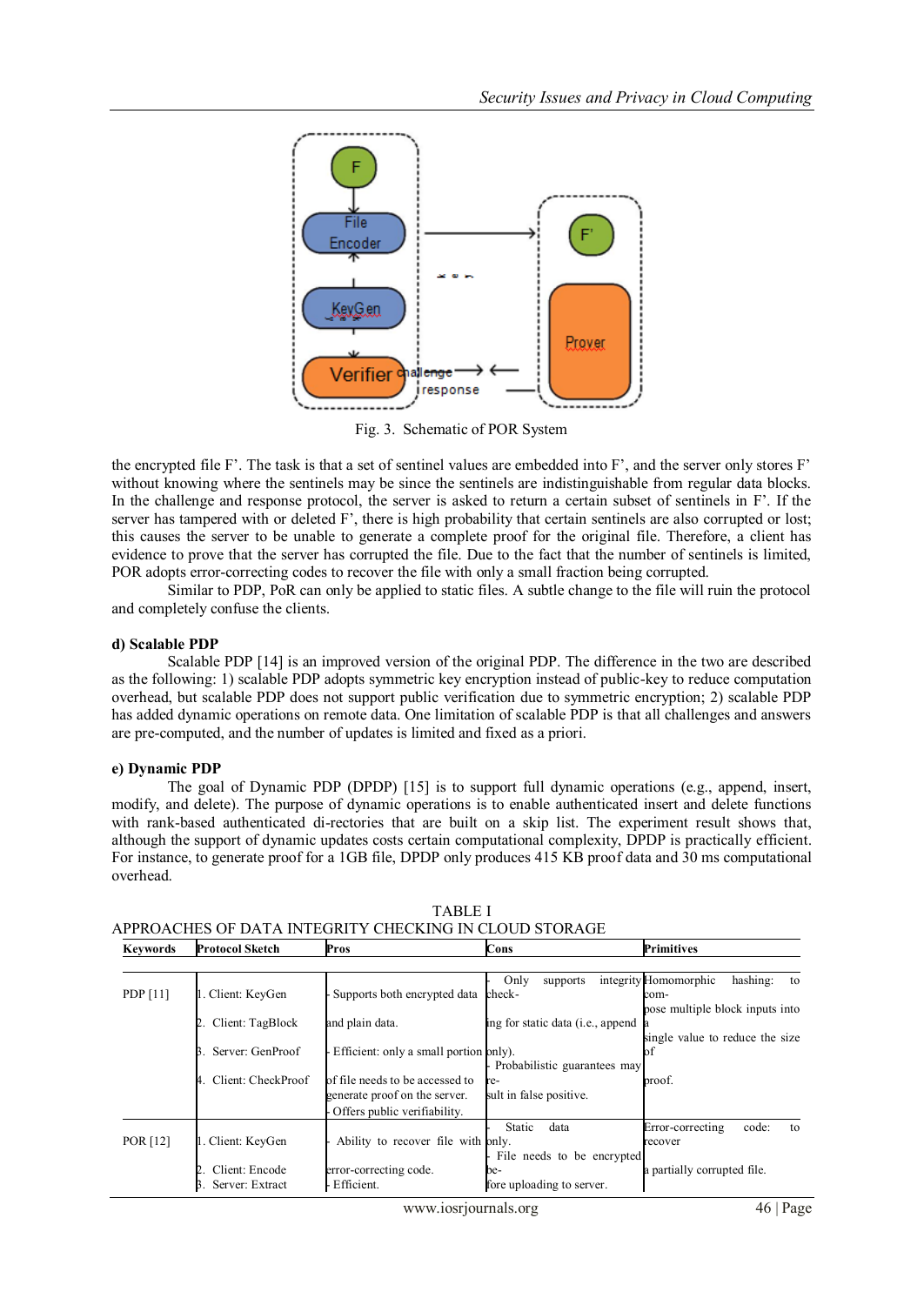Fig. 3. Schematic of POR System

the encrypted file F'. The task is that a set of sentinel values are embedded into F', and the server only stores F' without knowing where the sentinels may be since the sentinels are indistinguishable from regular data blocks. In the challenge and response protocol, the server is asked to return a certain subset of sentinels in F'. If the server has tampered with or deleted F', there is high probability that certain sentinels are also corrupted or lost; this causes the server to be unable to generate a complete proof for the original file. Therefore, a client has evidence to prove that the server has corrupted the file. Due to the fact that the number of sentinels is limited, POR adopts error-correcting codes to recover the file with only a small fraction being corrupted.

Similar to PDP, PoR can only be applied to static files. A subtle change to the file will ruin the protocol and completely confuse the clients.

**d) Scalable PDP**

Scalable PDP [14] is an improved version of the original PDP. The difference in the two are described as the following: 1) scalable PDP adopts symmetric key encryption instead of public-key to reduce computation overhead, but scalable PDP does not support public verification due to symmetric encryption; 2) scalable PDP has added dynamic operations on remote data. One limitation of scalable PDP is that all challenges and answers are pre-computed, and the number of updates is limited and fixed as a priori.

**e) Dynamic PDP**

The goal of Dynamic PDP (DPDP) [15] is to support full dynamic operations (e.g., append, insert, modify, and delete). The purpose of dynamic operations is to enable authenticated insert and delete functions with rank-based authenticated di-rectories that are built on a skip list. The experiment result shows that, although the support of dynamic updates costs certain computational complexity, DPDP is practically efficient. For instance, to generate proof for a 1GB file, DPDP only produces 415 KB proof data and 30 ms computational overhead.

TABLE I
APPROACHES OF DATA INTEGRITY CHECKING IN CLOUD STORAGE

| Keywords | Protocol Sketch | Pros | Cons | Primitives |
|---|---|---|---|---|
| PDP [11] | 1. Client: KeyGen<br>2. Client: TagBlock<br>3. Server: GenProof<br>4. Client: CheckProof | - Supports both encrypted data and plain data.<br>- Efficient: only a small portion of file needs to be accessed to generate proof on the server.<br>- Offers public verifiability. | - Only supports integrity check-ing for static data (i.e., append only).<br>- Probabilistic guarantees may re-sult in false positive. | Homomorphic hashing: to com-pose multiple block inputs into a single value to reduce the size of proof. |
| POR [12] | 1. Client: KeyGen<br>2. Client: Encode<br>3. Server: Extract | - Ability to recover file with error-correcting code.<br>- Efficient. | - Static data only.<br>- File needs to be encrypted be-fore uploading to server. | Error-correcting code: to recover a partially corrupted file. |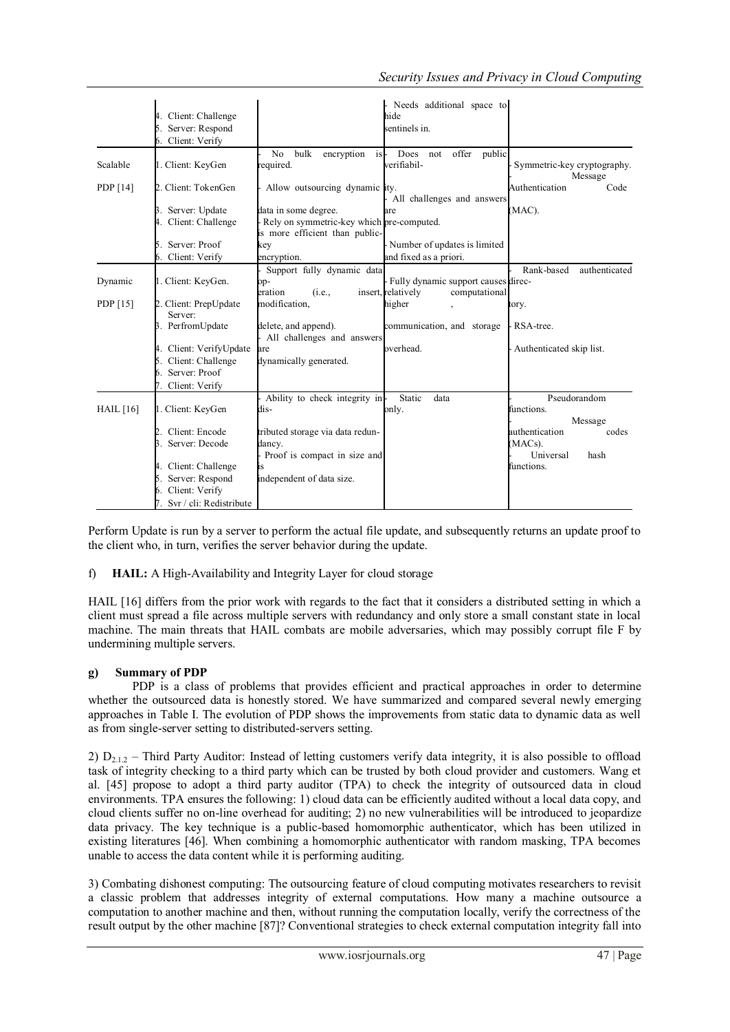| | | | | |
|---|---|---|---|---|
| | 4. Client: Challenge<br>5. Server: Respond<br>6. Client: Verify | | - Needs additional space to hide sentinels in. | |
| Scalable PDP [14] | 1. Client: KeyGen<br>2. Client: TokenGen<br>3. Server: Update<br>4. Client: Challenge<br>5. Server: Proof<br>6. Client: Verify | - No bulk encryption is required.<br>- Allow outsourcing dynamic data in some degree.<br>- Rely on symmetric-key which is more efficient than public-key encryption. | - Does not offer public verifiability.<br>- All challenges and answers are pre-computed.<br>- Number of updates is limited and fixed as a priori. | - Symmetric-key cryptography.<br>- Message Authentication Code (MAC). |
| Dynamic PDP [15] | 1. Client: KeyGen.<br>2. Client: PrepUpdate<br>Server:<br>3. PerfromUpdate<br>4. Client: VerifyUpdate<br>5. Client: Challenge<br>6. Server: Proof<br>7. Client: Verify | - Support fully dynamic data operation (i.e., insert, modification, delete, and append).<br>- All challenges and answers are dynamically generated. | - Fully dynamic support causes relatively higher computational, communication, and storage overhead. | - Rank-based authenticated directory.<br>- RSA-tree.<br>- Authenticated skip list. |
| HAIL [16] | 1. Client: KeyGen<br>2. Client: Encode<br>3. Server: Decode<br>4. Client: Challenge<br>5. Server: Respond<br>6. Client: Verify<br>7. Svr / cli: Redistribute | - Ability to check integrity in distributed storage via data redundancy.<br>- Proof is compact in size and is independent of data size. | - Static data only. | - Pseudorandom functions.<br>- Message authentication codes (MACs).<br>- Universal hash functions. |

Perform Update is run by a server to perform the actual file update, and subsequently returns an update proof to the client who, in turn, verifies the server behavior during the update.

f) **HAIL:** A High-Availability and Integrity Layer for cloud storage

HAIL [16] differs from the prior work with regards to the fact that it considers a distributed setting in which a client must spread a file across multiple servers with redundancy and only store a small constant state in local machine. The main threats that HAIL combats are mobile adversaries, which may possibly corrupt file F by undermining multiple servers.

**g) Summary of PDP**

PDP is a class of problems that provides efficient and practical approaches in order to determine whether the outsourced data is honestly stored. We have summarized and compared several newly emerging approaches in Table I. The evolution of PDP shows the improvements from static data to dynamic data as well as from single-server setting to distributed-servers setting.

2) $D_{2.1.2}$ – Third Party Auditor: Instead of letting customers verify data integrity, it is also possible to offload task of integrity checking to a third party which can be trusted by both cloud provider and customers. Wang et al. [45] propose to adopt a third party auditor (TPA) to check the integrity of outsourced data in cloud environments. TPA ensures the following: 1) cloud data can be efficiently audited without a local data copy, and cloud clients suffer no on-line overhead for auditing; 2) no new vulnerabilities will be introduced to jeopardize data privacy. The key technique is a public-based homomorphic authenticator, which has been utilized in existing literatures [46]. When combining a homomorphic authenticator with random masking, TPA becomes unable to access the data content while it is performing auditing.

3) Combating dishonest computing: The outsourcing feature of cloud computing motivates researchers to revisit a classic problem that addresses integrity of external computations. How many a machine outsource a computation to another machine and then, without running the computation locally, verify the correctness of the result output by the other machine [87]? Conventional strategies to check external computation integrity fall into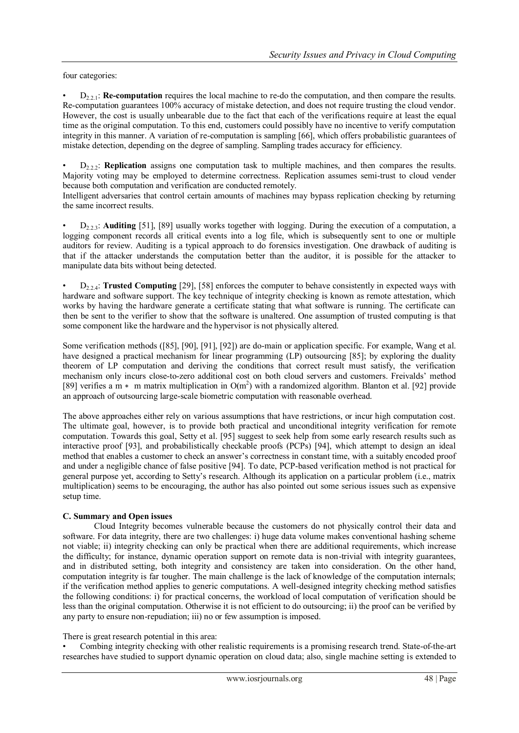four categories:

- $D_{2.2.1}$: **Re-computation** requires the local machine to re-do the computation, and then compare the results. Re-computation guarantees 100% accuracy of mistake detection, and does not require trusting the cloud vendor. However, the cost is usually unbearable due to the fact that each of the verifications require at least the equal time as the original computation. To this end, customers could possibly have no incentive to verify computation integrity in this manner. A variation of re-computation is sampling [66], which offers probabilistic guarantees of mistake detection, depending on the degree of sampling. Sampling trades accuracy for efficiency.

- $D_{2.2.2}$: **Replication** assigns one computation task to multiple machines, and then compares the results. Majority voting may be employed to determine correctness. Replication assumes semi-trust to cloud vender because both computation and verification are conducted remotely.
Intelligent adversaries that control certain amounts of machines may bypass replication checking by returning the same incorrect results.

- $D_{2.2.3}$: **Auditing** [51], [89] usually works together with logging. During the execution of a computation, a logging component records all critical events into a log file, which is subsequently sent to one or multiple auditors for review. Auditing is a typical approach to do forensics investigation. One drawback of auditing is that if the attacker understands the computation better than the auditor, it is possible for the attacker to manipulate data bits without being detected.

- $D_{2.2.4}$: **Trusted Computing** [29], [58] enforces the computer to behave consistently in expected ways with hardware and software support. The key technique of integrity checking is known as remote attestation, which works by having the hardware generate a certificate stating that what software is running. The certificate can then be sent to the verifier to show that the software is unaltered. One assumption of trusted computing is that some component like the hardware and the hypervisor is not physically altered.

Some verification methods ([85], [90], [91], [92]) are do-main or application specific. For example, Wang et al. have designed a practical mechanism for linear programming (LP) outsourcing [85]; by exploring the duality theorem of LP computation and deriving the conditions that correct result must satisfy, the verification mechanism only incurs close-to-zero additional cost on both cloud servers and customers. Freivalds' method [89] verifies a $m * m$ matrix multiplication in $O(m^2)$ with a randomized algorithm. Blanton et al. [92] provide an approach of outsourcing large-scale biometric computation with reasonable overhead.

The above approaches either rely on various assumptions that have restrictions, or incur high computation cost. The ultimate goal, however, is to provide both practical and unconditional integrity verification for remote computation. Towards this goal, Setty et al. [95] suggest to seek help from some early research results such as interactive proof [93], and probabilistically checkable proofs (PCPs) [94], which attempt to design an ideal method that enables a customer to check an answer's correctness in constant time, with a suitably encoded proof and under a negligible chance of false positive [94]. To date, PCP-based verification method is not practical for general purpose yet, according to Setty's research. Although its application on a particular problem (i.e., matrix multiplication) seems to be encouraging, the author has also pointed out some serious issues such as expensive setup time.

**C. Summary and Open issues**

Cloud Integrity becomes vulnerable because the customers do not physically control their data and software. For data integrity, there are two challenges: i) huge data volume makes conventional hashing scheme not viable; ii) integrity checking can only be practical when there are additional requirements, which increase the difficulty; for instance, dynamic operation support on remote data is non-trivial with integrity guarantees, and in distributed setting, both integrity and consistency are taken into consideration. On the other hand, computation integrity is far tougher. The main challenge is the lack of knowledge of the computation internals; if the verification method applies to generic computations. A well-designed integrity checking method satisfies the following conditions: i) for practical concerns, the workload of local computation of verification should be less than the original computation. Otherwise it is not efficient to do outsourcing; ii) the proof can be verified by any party to ensure non-repudiation; iii) no or few assumption is imposed.

There is great research potential in this area:

- Combing integrity checking with other realistic requirements is a promising research trend. State-of-the-art researches have studied to support dynamic operation on cloud data; also, single machine setting is extended to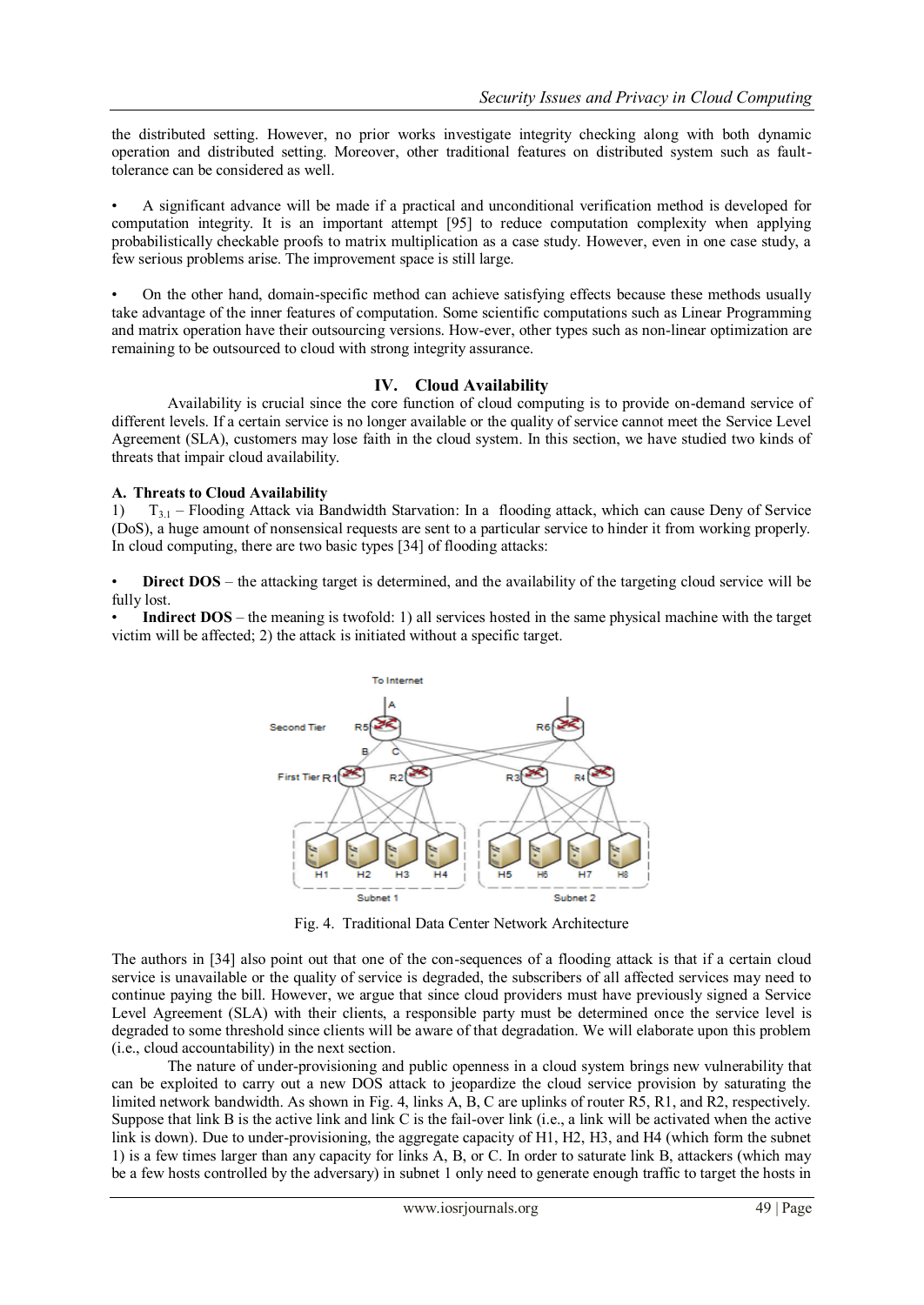the distributed setting. However, no prior works investigate integrity checking along with both dynamic operation and distributed setting. Moreover, other traditional features on distributed system such as fault-tolerance can be considered as well.

- A significant advance will be made if a practical and unconditional verification method is developed for computation integrity. It is an important attempt [95] to reduce computation complexity when applying probabilistically checkable proofs to matrix multiplication as a case study. However, even in one case study, a few serious problems arise. The improvement space is still large.

- On the other hand, domain-specific method can achieve satisfying effects because these methods usually take advantage of the inner features of computation. Some scientific computations such as Linear Programming and matrix operation have their outsourcing versions. How-ever, other types such as non-linear optimization are remaining to be outsourced to cloud with strong integrity assurance.

## IV. Cloud Availability

Availability is crucial since the core function of cloud computing is to provide on-demand service of different levels. If a certain service is no longer available or the quality of service cannot meet the Service Level Agreement (SLA), customers may lose faith in the cloud system. In this section, we have studied two kinds of threats that impair cloud availability.

### A. Threats to Cloud Availability

1) $T_{3.1}$ – Flooding Attack via Bandwidth Starvation: In a flooding attack, which can cause Deny of Service (DoS), a huge amount of nonsensical requests are sent to a particular service to hinder it from working properly. In cloud computing, there are two basic types [34] of flooding attacks:

- **Direct DOS** – the attacking target is determined, and the availability of the targeting cloud service will be fully lost.
- **Indirect DOS** – the meaning is twofold: 1) all services hosted in the same physical machine with the target victim will be affected; 2) the attack is initiated without a specific target.

Fig. 4. Traditional Data Center Network Architecture

The authors in [34] also point out that one of the con-sequences of a flooding attack is that if a certain cloud service is unavailable or the quality of service is degraded, the subscribers of all affected services may need to continue paying the bill. However, we argue that since cloud providers must have previously signed a Service Level Agreement (SLA) with their clients, a responsible party must be determined once the service level is degraded to some threshold since clients will be aware of that degradation. We will elaborate upon this problem (i.e., cloud accountability) in the next section.

The nature of under-provisioning and public openness in a cloud system brings new vulnerability that can be exploited to carry out a new DOS attack to jeopardize the cloud service provision by saturating the limited network bandwidth. As shown in Fig. 4, links A, B, C are uplinks of router R5, R1, and R2, respectively. Suppose that link B is the active link and link C is the fail-over link (i.e., a link will be activated when the active link is down). Due to under-provisioning, the aggregate capacity of H1, H2, H3, and H4 (which form the subnet 1) is a few times larger than any capacity for links A, B, or C. In order to saturate link B, attackers (which may be a few hosts controlled by the adversary) in subnet 1 only need to generate enough traffic to target the hosts in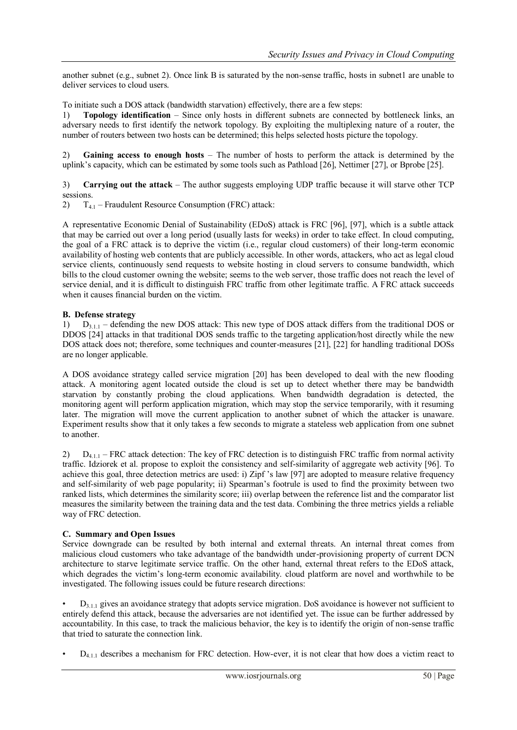another subnet (e.g., subnet 2). Once link B is saturated by the non-sense traffic, hosts in subnet1 are unable to deliver services to cloud users.

To initiate such a DOS attack (bandwidth starvation) effectively, there are a few steps:

1) **Topology identification** – Since only hosts in different subnets are connected by bottleneck links, an adversary needs to first identify the network topology. By exploiting the multiplexing nature of a router, the number of routers between two hosts can be determined; this helps selected hosts picture the topology.

2) **Gaining access to enough hosts** – The number of hosts to perform the attack is determined by the uplink's capacity, which can be estimated by some tools such as Pathload [26], Nettimer [27], or Bprobe [25].

3) **Carrying out the attack** – The author suggests employing UDP traffic because it will starve other TCP sessions.

2) $T_{4.1}$ – Fraudulent Resource Consumption (FRC) attack:

A representative Economic Denial of Sustainability (EDoS) attack is FRC [96], [97], which is a subtle attack that may be carried out over a long period (usually lasts for weeks) in order to take effect. In cloud computing, the goal of a FRC attack is to deprive the victim (i.e., regular cloud customers) of their long-term economic availability of hosting web contents that are publicly accessible. In other words, attackers, who act as legal cloud service clients, continuously send requests to website hosting in cloud servers to consume bandwidth, which bills to the cloud customer owning the website; seems to the web server, those traffic does not reach the level of service denial, and it is difficult to distinguish FRC traffic from other legitimate traffic. A FRC attack succeeds when it causes financial burden on the victim.

**B. Defense strategy**

1) $D_{3.1.1}$ – defending the new DOS attack: This new type of DOS attack differs from the traditional DOS or DDOS [24] attacks in that traditional DOS sends traffic to the targeting application/host directly while the new DOS attack does not; therefore, some techniques and counter-measures [21], [22] for handling traditional DOSs are no longer applicable.

A DOS avoidance strategy called service migration [20] has been developed to deal with the new flooding attack. A monitoring agent located outside the cloud is set up to detect whether there may be bandwidth starvation by constantly probing the cloud applications. When bandwidth degradation is detected, the monitoring agent will perform application migration, which may stop the service temporarily, with it resuming later. The migration will move the current application to another subnet of which the attacker is unaware. Experiment results show that it only takes a few seconds to migrate a stateless web application from one subnet to another.

2) $D_{4.1.1}$ – FRC attack detection: The key of FRC detection is to distinguish FRC traffic from normal activity traffic. Idziorek et al. propose to exploit the consistency and self-similarity of aggregate web activity [96]. To achieve this goal, three detection metrics are used: i) Zipf 's law [97] are adopted to measure relative frequency and self-similarity of web page popularity; ii) Spearman's footrule is used to find the proximity between two ranked lists, which determines the similarity score; iii) overlap between the reference list and the comparator list measures the similarity between the training data and the test data. Combining the three metrics yields a reliable way of FRC detection.

**C. Summary and Open Issues**

Service downgrade can be resulted by both internal and external threats. An internal threat comes from malicious cloud customers who take advantage of the bandwidth under-provisioning property of current DCN architecture to starve legitimate service traffic. On the other hand, external threat refers to the EDoS attack, which degrades the victim's long-term economic availability. cloud platform are novel and worthwhile to be investigated. The following issues could be future research directions:

- $D_{3.1.1}$ gives an avoidance strategy that adopts service migration. DoS avoidance is however not sufficient to entirely defend this attack, because the adversaries are not identified yet. The issue can be further addressed by accountability. In this case, to track the malicious behavior, the key is to identify the origin of non-sense traffic that tried to saturate the connection link.

- $D_{4.1.1}$ describes a mechanism for FRC detection. How-ever, it is not clear that how does a victim react to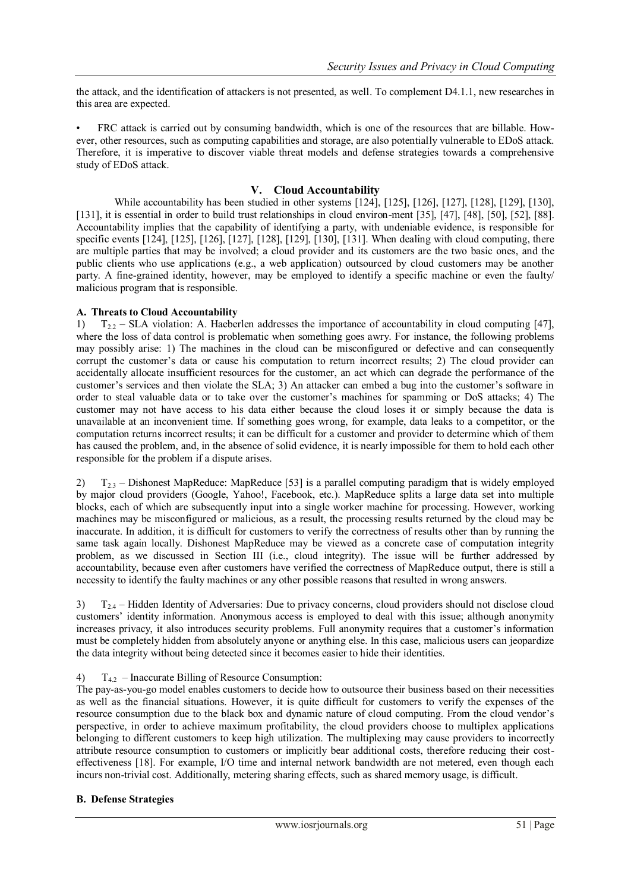the attack, and the identification of attackers is not presented, as well. To complement D4.1.1, new researches in this area are expected.

• FRC attack is carried out by consuming bandwidth, which is one of the resources that are billable. However, other resources, such as computing capabilities and storage, are also potentially vulnerable to EDoS attack. Therefore, it is imperative to discover viable threat models and defense strategies towards a comprehensive study of EDoS attack.

## V. Cloud Accountability

While accountability has been studied in other systems [124], [125], [126], [127], [128], [129], [130], [131], it is essential in order to build trust relationships in cloud environ-ment [35], [47], [48], [50], [52], [88]. Accountability implies that the capability of identifying a party, with undeniable evidence, is responsible for specific events [124], [125], [126], [127], [128], [129], [130], [131]. When dealing with cloud computing, there are multiple parties that may be involved; a cloud provider and its customers are the two basic ones, and the public clients who use applications (e.g., a web application) outsourced by cloud customers may be another party. A fine-grained identity, however, may be employed to identify a specific machine or even the faulty/ malicious program that is responsible.

### A. Threats to Cloud Accountability

1) $T_{2.2}$ – SLA violation: A. Haeberlen addresses the importance of accountability in cloud computing [47], where the loss of data control is problematic when something goes awry. For instance, the following problems may possibly arise: 1) The machines in the cloud can be misconfigured or defective and can consequently corrupt the customer's data or cause his computation to return incorrect results; 2) The cloud provider can accidentally allocate insufficient resources for the customer, an act which can degrade the performance of the customer's services and then violate the SLA; 3) An attacker can embed a bug into the customer's software in order to steal valuable data or to take over the customer's machines for spamming or DoS attacks; 4) The customer may not have access to his data either because the cloud loses it or simply because the data is unavailable at an inconvenient time. If something goes wrong, for example, data leaks to a competitor, or the computation returns incorrect results; it can be difficult for a customer and provider to determine which of them has caused the problem, and, in the absence of solid evidence, it is nearly impossible for them to hold each other responsible for the problem if a dispute arises.

2) $T_{2.3}$ – Dishonest MapReduce: MapReduce [53] is a parallel computing paradigm that is widely employed by major cloud providers (Google, Yahoo!, Facebook, etc.). MapReduce splits a large data set into multiple blocks, each of which are subsequently input into a single worker machine for processing. However, working machines may be misconfigured or malicious, as a result, the processing results returned by the cloud may be inaccurate. In addition, it is difficult for customers to verify the correctness of results other than by running the same task again locally. Dishonest MapReduce may be viewed as a concrete case of computation integrity problem, as we discussed in Section III (i.e., cloud integrity). The issue will be further addressed by accountability, because even after customers have verified the correctness of MapReduce output, there is still a necessity to identify the faulty machines or any other possible reasons that resulted in wrong answers.

3) $T_{2.4}$ – Hidden Identity of Adversaries: Due to privacy concerns, cloud providers should not disclose cloud customers' identity information. Anonymous access is employed to deal with this issue; although anonymity increases privacy, it also introduces security problems. Full anonymity requires that a customer's information must be completely hidden from absolutely anyone or anything else. In this case, malicious users can jeopardize the data integrity without being detected since it becomes easier to hide their identities.

4) $T_{4.2}$ – Inaccurate Billing of Resource Consumption:
The pay-as-you-go model enables customers to decide how to outsource their business based on their necessities as well as the financial situations. However, it is quite difficult for customers to verify the expenses of the resource consumption due to the black box and dynamic nature of cloud computing. From the cloud vendor's perspective, in order to achieve maximum profitability, the cloud providers choose to multiplex applications belonging to different customers to keep high utilization. The multiplexing may cause providers to incorrectly attribute resource consumption to customers or implicitly bear additional costs, therefore reducing their cost-effectiveness [18]. For example, I/O time and internal network bandwidth are not metered, even though each incurs non-trivial cost. Additionally, metering sharing effects, such as shared memory usage, is difficult.

### B. Defense Strategies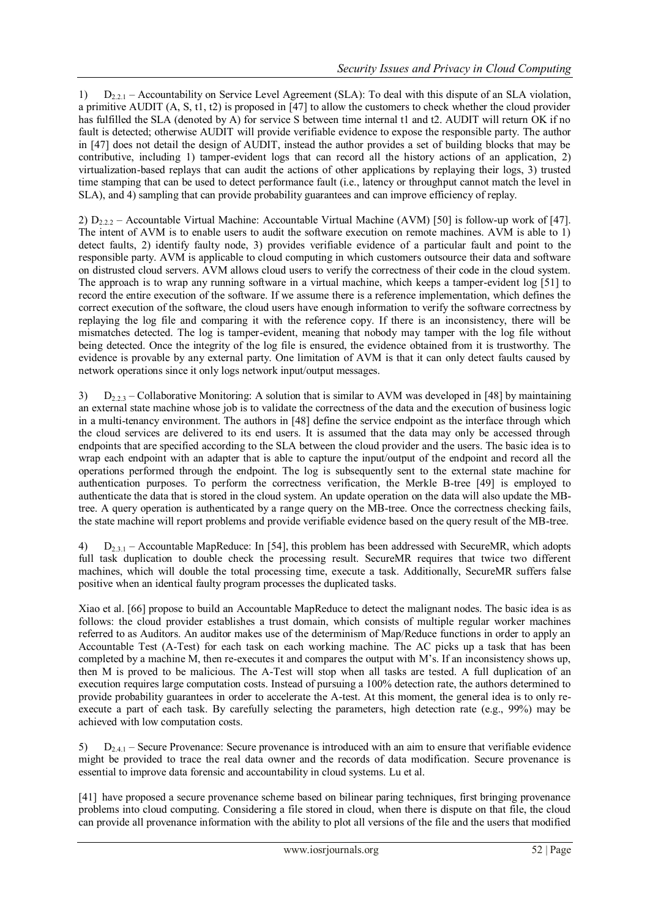1) $D_{2.2.1}$ – Accountability on Service Level Agreement (SLA): To deal with this dispute of an SLA violation, a primitive AUDIT (A, S, t1, t2) is proposed in [47] to allow the customers to check whether the cloud provider has fulfilled the SLA (denoted by A) for service S between time internal t1 and t2. AUDIT will return OK if no fault is detected; otherwise AUDIT will provide verifiable evidence to expose the responsible party. The author in [47] does not detail the design of AUDIT, instead the author provides a set of building blocks that may be contributive, including 1) tamper-evident logs that can record all the history actions of an application, 2) virtualization-based replays that can audit the actions of other applications by replaying their logs, 3) trusted time stamping that can be used to detect performance fault (i.e., latency or throughput cannot match the level in SLA), and 4) sampling that can provide probability guarantees and can improve efficiency of replay.

2) $D_{2.2.2}$ – Accountable Virtual Machine: Accountable Virtual Machine (AVM) [50] is follow-up work of [47]. The intent of AVM is to enable users to audit the software execution on remote machines. AVM is able to 1) detect faults, 2) identify faulty node, 3) provides verifiable evidence of a particular fault and point to the responsible party. AVM is applicable to cloud computing in which customers outsource their data and software on distrusted cloud servers. AVM allows cloud users to verify the correctness of their code in the cloud system. The approach is to wrap any running software in a virtual machine, which keeps a tamper-evident log [51] to record the entire execution of the software. If we assume there is a reference implementation, which defines the correct execution of the software, the cloud users have enough information to verify the software correctness by replaying the log file and comparing it with the reference copy. If there is an inconsistency, there will be mismatches detected. The log is tamper-evident, meaning that nobody may tamper with the log file without being detected. Once the integrity of the log file is ensured, the evidence obtained from it is trustworthy. The evidence is provable by any external party. One limitation of AVM is that it can only detect faults caused by network operations since it only logs network input/output messages.

3) $D_{2.2.3}$ – Collaborative Monitoring: A solution that is similar to AVM was developed in [48] by maintaining an external state machine whose job is to validate the correctness of the data and the execution of business logic in a multi-tenancy environment. The authors in [48] define the service endpoint as the interface through which the cloud services are delivered to its end users. It is assumed that the data may only be accessed through endpoints that are specified according to the SLA between the cloud provider and the users. The basic idea is to wrap each endpoint with an adapter that is able to capture the input/output of the endpoint and record all the operations performed through the endpoint. The log is subsequently sent to the external state machine for authentication purposes. To perform the correctness verification, the Merkle B-tree [49] is employed to authenticate the data that is stored in the cloud system. An update operation on the data will also update the MB-tree. A query operation is authenticated by a range query on the MB-tree. Once the correctness checking fails, the state machine will report problems and provide verifiable evidence based on the query result of the MB-tree.

4) $D_{2.3.1}$ – Accountable MapReduce: In [54], this problem has been addressed with SecureMR, which adopts full task duplication to double check the processing result. SecureMR requires that twice two different machines, which will double the total processing time, execute a task. Additionally, SecureMR suffers false positive when an identical faulty program processes the duplicated tasks.

Xiao et al. [66] propose to build an Accountable MapReduce to detect the malignant nodes. The basic idea is as follows: the cloud provider establishes a trust domain, which consists of multiple regular worker machines referred to as Auditors. An auditor makes use of the determinism of Map/Reduce functions in order to apply an Accountable Test (A-Test) for each task on each working machine. The AC picks up a task that has been completed by a machine M, then re-executes it and compares the output with M's. If an inconsistency shows up, then M is proved to be malicious. The A-Test will stop when all tasks are tested. A full duplication of an execution requires large computation costs. Instead of pursuing a 100% detection rate, the authors determined to provide probability guarantees in order to accelerate the A-test. At this moment, the general idea is to only re-execute a part of each task. By carefully selecting the parameters, high detection rate (e.g., 99%) may be achieved with low computation costs.

5) $D_{2.4.1}$ – Secure Provenance: Secure provenance is introduced with an aim to ensure that verifiable evidence might be provided to trace the real data owner and the records of data modification. Secure provenance is essential to improve data forensic and accountability in cloud systems. Lu et al.

[41] have proposed a secure provenance scheme based on bilinear paring techniques, first bringing provenance problems into cloud computing. Considering a file stored in cloud, when there is dispute on that file, the cloud can provide all provenance information with the ability to plot all versions of the file and the users that modified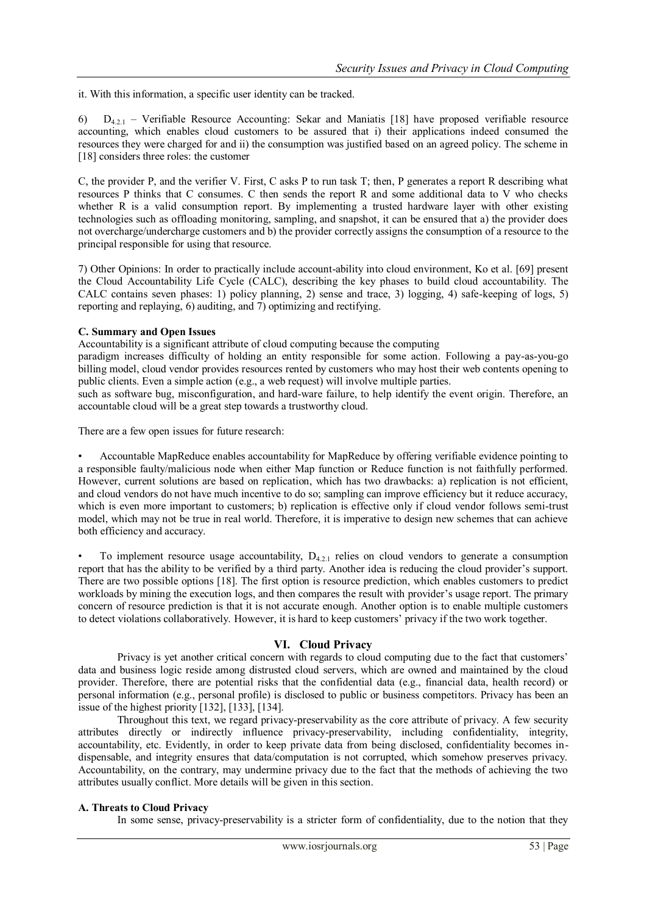it. With this information, a specific user identity can be tracked.

6) $D_{4.2.1}$ – Verifiable Resource Accounting: Sekar and Maniatis [18] have proposed verifiable resource accounting, which enables cloud customers to be assured that i) their applications indeed consumed the resources they were charged for and ii) the consumption was justified based on an agreed policy. The scheme in [18] considers three roles: the customer

C, the provider P, and the verifier V. First, C asks P to run task T; then, P generates a report R describing what resources P thinks that C consumes. C then sends the report R and some additional data to V who checks whether R is a valid consumption report. By implementing a trusted hardware layer with other existing technologies such as offloading monitoring, sampling, and snapshot, it can be ensured that a) the provider does not overcharge/undercharge customers and b) the provider correctly assigns the consumption of a resource to the principal responsible for using that resource.

7) Other Opinions: In order to practically include account-ability into cloud environment, Ko et al. [69] present the Cloud Accountability Life Cycle (CALC), describing the key phases to build cloud accountability. The CALC contains seven phases: 1) policy planning, 2) sense and trace, 3) logging, 4) safe-keeping of logs, 5) reporting and replaying, 6) auditing, and 7) optimizing and rectifying.

**C. Summary and Open Issues**

Accountability is a significant attribute of cloud computing because the computing paradigm increases difficulty of holding an entity responsible for some action. Following a pay-as-you-go billing model, cloud vendor provides resources rented by customers who may host their web contents opening to public clients. Even a simple action (e.g., a web request) will involve multiple parties.
such as software bug, misconfiguration, and hard-ware failure, to help identify the event origin. Therefore, an accountable cloud will be a great step towards a trustworthy cloud.

There are a few open issues for future research:

- Accountable MapReduce enables accountability for MapReduce by offering verifiable evidence pointing to a responsible faulty/malicious node when either Map function or Reduce function is not faithfully performed. However, current solutions are based on replication, which has two drawbacks: a) replication is not efficient, and cloud vendors do not have much incentive to do so; sampling can improve efficiency but it reduce accuracy, which is even more important to customers; b) replication is effective only if cloud vendor follows semi-trust model, which may not be true in real world. Therefore, it is imperative to design new schemes that can achieve both efficiency and accuracy.

- To implement resource usage accountability, $D_{4.2.1}$ relies on cloud vendors to generate a consumption report that has the ability to be verified by a third party. Another idea is reducing the cloud provider's support. There are two possible options [18]. The first option is resource prediction, which enables customers to predict workloads by mining the execution logs, and then compares the result with provider's usage report. The primary concern of resource prediction is that it is not accurate enough. Another option is to enable multiple customers to detect violations collaboratively. However, it is hard to keep customers' privacy if the two work together.

## VI. Cloud Privacy

Privacy is yet another critical concern with regards to cloud computing due to the fact that customers' data and business logic reside among distrusted cloud servers, which are owned and maintained by the cloud provider. Therefore, there are potential risks that the confidential data (e.g., financial data, health record) or personal information (e.g., personal profile) is disclosed to public or business competitors. Privacy has been an issue of the highest priority [132], [133], [134].

Throughout this text, we regard privacy-preservability as the core attribute of privacy. A few security attributes directly or indirectly influence privacy-preservability, including confidentiality, integrity, accountability, etc. Evidently, in order to keep private data from being disclosed, confidentiality becomes in-dispensable, and integrity ensures that data/computation is not corrupted, which somehow preserves privacy. Accountability, on the contrary, may undermine privacy due to the fact that the methods of achieving the two attributes usually conflict. More details will be given in this section.

**A. Threats to Cloud Privacy**

In some sense, privacy-preservability is a stricter form of confidentiality, due to the notion that they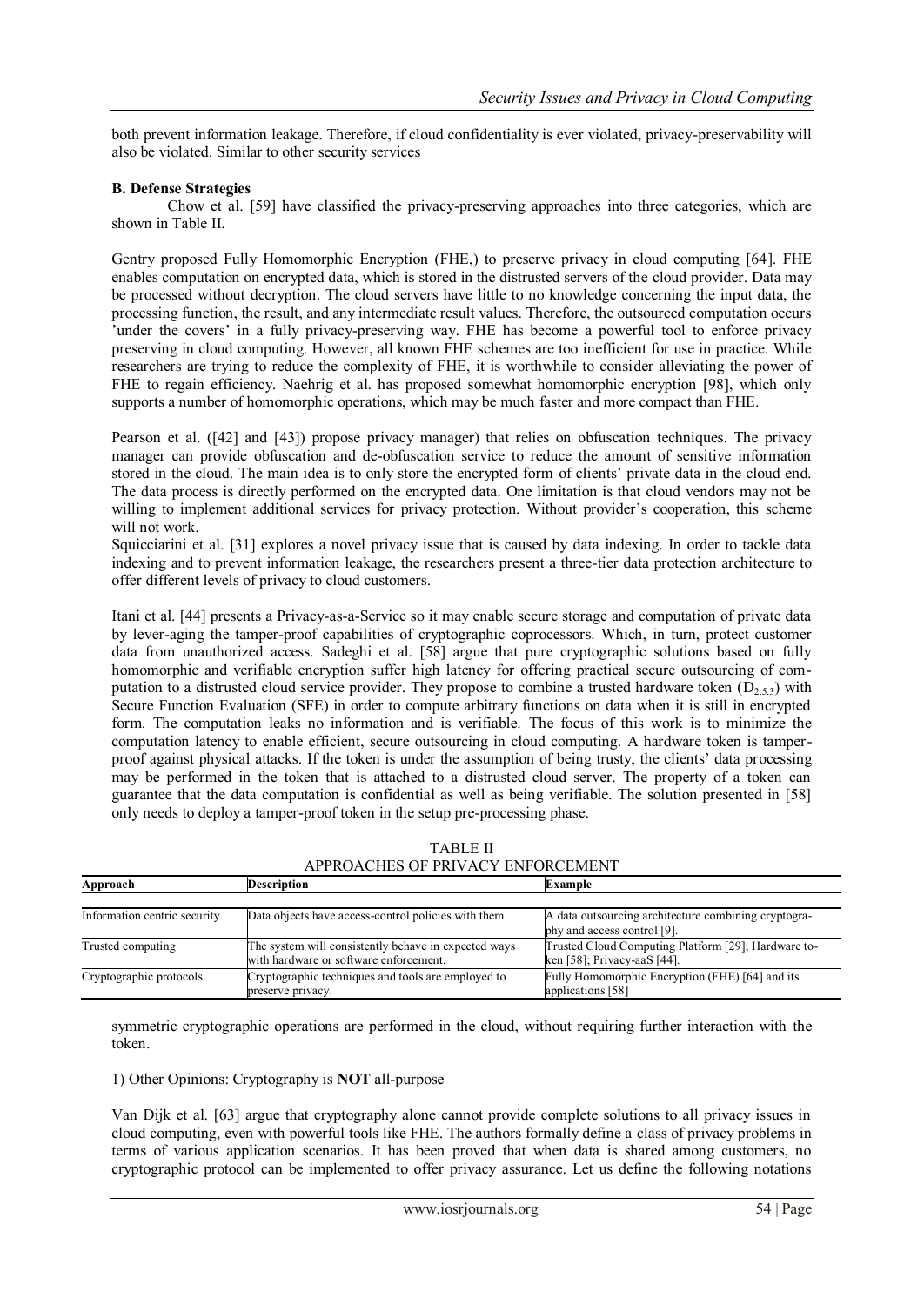both prevent information leakage. Therefore, if cloud confidentiality is ever violated, privacy-preservability will also be violated. Similar to other security services

**B. Defense Strategies**

Chow et al. [59] have classified the privacy-preserving approaches into three categories, which are shown in Table II.

Gentry proposed Fully Homomorphic Encryption (FHE,) to preserve privacy in cloud computing [64]. FHE enables computation on encrypted data, which is stored in the distrusted servers of the cloud provider. Data may be processed without decryption. The cloud servers have little to no knowledge concerning the input data, the processing function, the result, and any intermediate result values. Therefore, the outsourced computation occurs 'under the covers' in a fully privacy-preserving way. FHE has become a powerful tool to enforce privacy preserving in cloud computing. However, all known FHE schemes are too inefficient for use in practice. While researchers are trying to reduce the complexity of FHE, it is worthwhile to consider alleviating the power of FHE to regain efficiency. Naehrig et al. has proposed somewhat homomorphic encryption [98], which only supports a number of homomorphic operations, which may be much faster and more compact than FHE.

Pearson et al. ([42] and [43]) propose privacy manager) that relies on obfuscation techniques. The privacy manager can provide obfuscation and de-obfuscation service to reduce the amount of sensitive information stored in the cloud. The main idea is to only store the encrypted form of clients' private data in the cloud end. The data process is directly performed on the encrypted data. One limitation is that cloud vendors may not be willing to implement additional services for privacy protection. Without provider's cooperation, this scheme will not work.

Squicciarini et al. [31] explores a novel privacy issue that is caused by data indexing. In order to tackle data indexing and to prevent information leakage, the researchers present a three-tier data protection architecture to offer different levels of privacy to cloud customers.

Itani et al. [44] presents a Privacy-as-a-Service so it may enable secure storage and computation of private data by lever-aging the tamper-proof capabilities of cryptographic coprocessors. Which, in turn, protect customer data from unauthorized access. Sadeghi et al. [58] argue that pure cryptographic solutions based on fully homomorphic and verifiable encryption suffer high latency for offering practical secure outsourcing of com-putation to a distrusted cloud service provider. They propose to combine a trusted hardware token ($D_{2.5.3}$) with Secure Function Evaluation (SFE) in order to compute arbitrary functions on data when it is still in encrypted form. The computation leaks no information and is verifiable. The focus of this work is to minimize the computation latency to enable efficient, secure outsourcing in cloud computing. A hardware token is tamper-proof against physical attacks. If the token is under the assumption of being trusty, the clients' data processing may be performed in the token that is attached to a distrusted cloud server. The property of a token can guarantee that the data computation is confidential as well as being verifiable. The solution presented in [58] only needs to deploy a tamper-proof token in the setup pre-processing phase.

TABLE II
APPROACHES OF PRIVACY ENFORCEMENT

| Approach | Description | Example |
|---|---|---|
| Information centric security | Data objects have access-control policies with them. | A data outsourcing architecture combining cryptography and access control [9]. |
| Trusted computing | The system will consistently behave in expected ways with hardware or software enforcement. | Trusted Cloud Computing Platform [29]; Hardware token [58]; Privacy-aaS [44]. |
| Cryptographic protocols | Cryptographic techniques and tools are employed to preserve privacy. | Fully Homomorphic Encryption (FHE) [64] and its applications [58] |

symmetric cryptographic operations are performed in the cloud, without requiring further interaction with the token.

1) Other Opinions: Cryptography is **NOT** all-purpose

Van Dijk et al. [63] argue that cryptography alone cannot provide complete solutions to all privacy issues in cloud computing, even with powerful tools like FHE. The authors formally define a class of privacy problems in terms of various application scenarios. It has been proved that when data is shared among customers, no cryptographic protocol can be implemented to offer privacy assurance. Let us define the following notations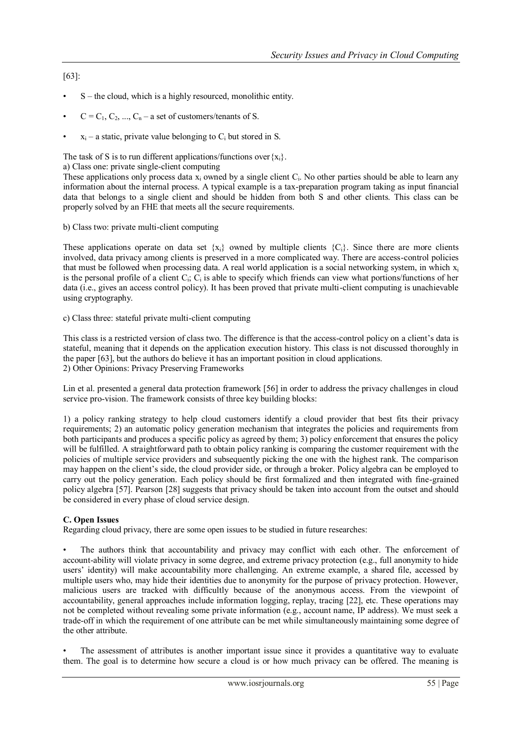[63]:

- S – the cloud, which is a highly resourced, monolithic entity.
- $C = C_1, C_2, ..., C_n$ – a set of customers/tenants of S.
- $x_i$ – a static, private value belonging to $C_i$ but stored in S.

The task of S is to run different applications/functions over $\{x_i\}$.

a) Class one: private single-client computing

These applications only process data $x_i$ owned by a single client $C_i$. No other parties should be able to learn any information about the internal process. A typical example is a tax-preparation program taking as input financial data that belongs to a single client and should be hidden from both S and other clients. This class can be properly solved by an FHE that meets all the secure requirements.

b) Class two: private multi-client computing

These applications operate on data set $\{x_i\}$ owned by multiple clients $\{C_i\}$. Since there are more clients involved, data privacy among clients is preserved in a more complicated way. There are access-control policies that must be followed when processing data. A real world application is a social networking system, in which $x_i$ is the personal profile of a client $C_i$; $C_i$ is able to specify which friends can view what portions/functions of her data (i.e., gives an access control policy). It has been proved that private multi-client computing is unachievable using cryptography.

c) Class three: stateful private multi-client computing

This class is a restricted version of class two. The difference is that the access-control policy on a client's data is stateful, meaning that it depends on the application execution history. This class is not discussed thoroughly in the paper [63], but the authors do believe it has an important position in cloud applications.

2) Other Opinions: Privacy Preserving Frameworks

Lin et al. presented a general data protection framework [56] in order to address the privacy challenges in cloud service pro-vision. The framework consists of three key building blocks:

1) a policy ranking strategy to help cloud customers identify a cloud provider that best fits their privacy requirements; 2) an automatic policy generation mechanism that integrates the policies and requirements from both participants and produces a specific policy as agreed by them; 3) policy enforcement that ensures the policy will be fulfilled. A straightforward path to obtain policy ranking is comparing the customer requirement with the policies of multiple service providers and subsequently picking the one with the highest rank. The comparison may happen on the client's side, the cloud provider side, or through a broker. Policy algebra can be employed to carry out the policy generation. Each policy should be first formalized and then integrated with fine-grained policy algebra [57]. Pearson [28] suggests that privacy should be taken into account from the outset and should be considered in every phase of cloud service design.

**C. Open Issues**

Regarding cloud privacy, there are some open issues to be studied in future researches:

- The authors think that accountability and privacy may conflict with each other. The enforcement of account-ability will violate privacy in some degree, and extreme privacy protection (e.g., full anonymity to hide users' identity) will make accountability more challenging. An extreme example, a shared file, accessed by multiple users who, may hide their identities due to anonymity for the purpose of privacy protection. However, malicious users are tracked with difficultly because of the anonymous access. From the viewpoint of accountability, general approaches include information logging, replay, tracing [22], etc. These operations may not be completed without revealing some private information (e.g., account name, IP address). We must seek a trade-off in which the requirement of one attribute can be met while simultaneously maintaining some degree of the other attribute.

- The assessment of attributes is another important issue since it provides a quantitative way to evaluate them. The goal is to determine how secure a cloud is or how much privacy can be offered. The meaning is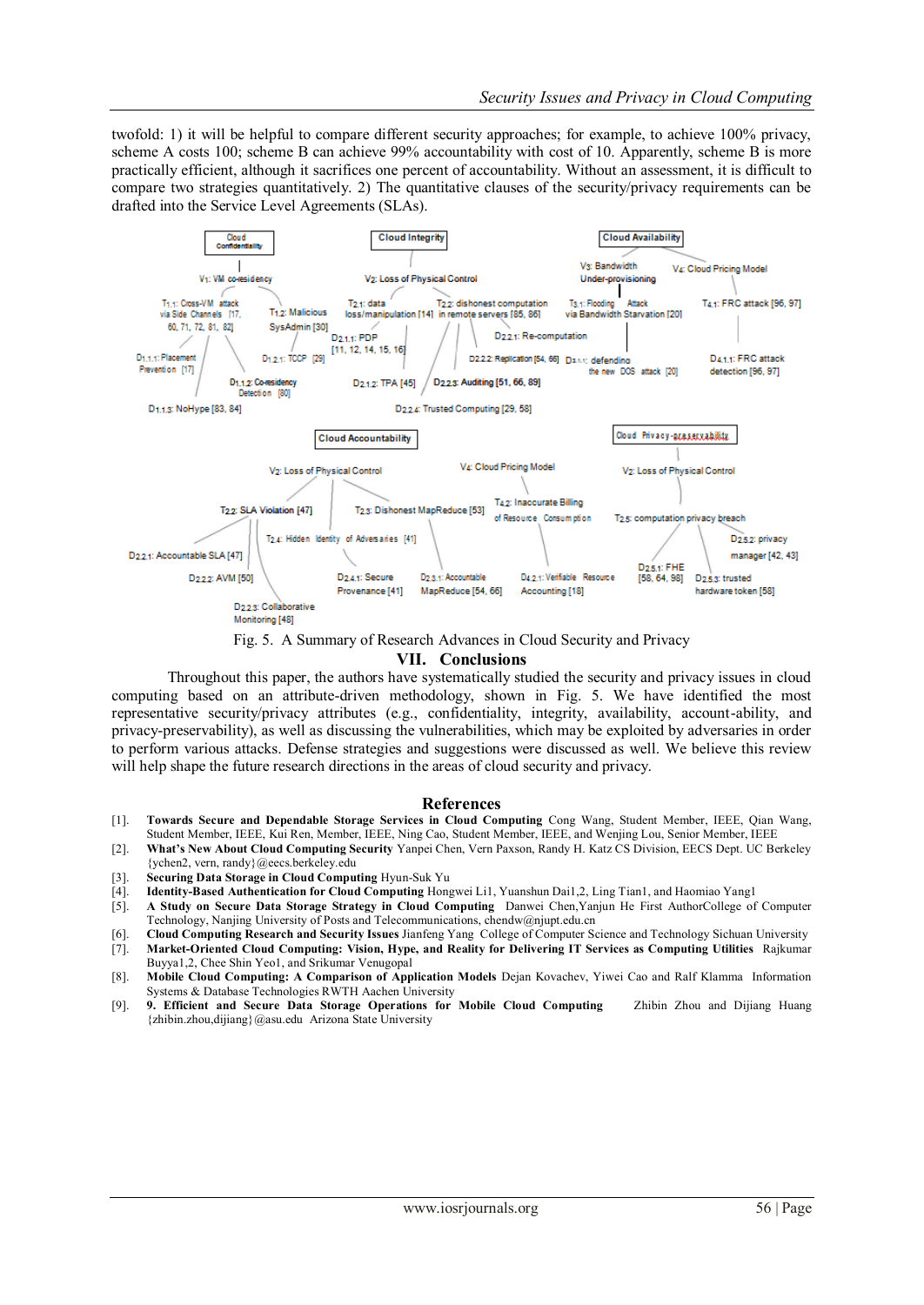twofold: 1) it will be helpful to compare different security approaches; for example, to achieve 100% privacy, scheme A costs 100; scheme B can achieve 99% accountability with cost of 10. Apparently, scheme B is more practically efficient, although it sacrifices one percent of accountability. Without an assessment, it is difficult to compare two strategies quantitatively. 2) The quantitative clauses of the security/privacy requirements can be drafted into the Service Level Agreements (SLAs).

Cloud Confidentiality

$V_1$: VM co-residency

$T_{1.1}$: Cross-VM attack via Side Channels [17, 60, 71, 72, 81, 82]

$T_{1.2}$: Malicious SysAdmin [30]

$D_{1.1.1}$: Placement Prevention [17]

$D_{1.1.2}$: Co-residency Detection [80]

$D_{1.1.3}$: NoHype [83, 84]

$D_{1.2.1}$: TCCP [29]

Cloud Integrity

$V_2$: Loss of Physical Control

$T_{2.1}$: data loss/manipulation [14]

$T_{2.2}$: dishonest computation in remote servers [85, 86]

$D_{2.1.1}$: PDP [11, 12, 14, 15, 16]

$D_{2.1.2}$: TPA [45]

$D_{2.2.1}$: Re-computation

$D_{2.2.2}$: Replication [54, 66]

$D_{2.2.3}$: Auditing [51, 66, 89]

$D_{2.2.4}$: Trusted Computing [29, 58]

Cloud Availability

$V_3$: Bandwidth Under-provisioning

$V_4$: Cloud Pricing Model

$T_{3.1}$: Flooding Attack via Bandwidth Starvation [20]

$T_{4.1}$: FRC attack [96, 97]

$D_{3.1.1}$: defending the new DOS attack [20]

$D_{4.1.1}$: FRC attack detection [96, 97]

Cloud Accountability

$V_2$: Loss of Physical Control

$V_4$: Cloud Pricing Model

$T_{2.2}$: SLA Violation [47]

$T_{2.3}$: Dishonest MapReduce [53]

$T_{4.2}$: Inaccurate Billing of Resource Consumption

$T_{2.4}$: Hidden Identity of Adversaries [41]

$D_{2.2.1}$: Accountable SLA [47]

$D_{2.2.2}$: AVM [50]

$D_{2.2.3}$: Collaborative Monitoring [48]

$D_{2.4.1}$: Secure Provenance [41]

$D_{2.3.1}$: Accountable MapReduce [54, 66]

$D_{4.2.1}$: Verifiable Resource Accounting [18]

Cloud Privacy-preservability

$V_2$: Loss of Physical Control

$T_{2.5}$: computation privacy breach

$D_{2.5.1}$: FHE [58, 64, 98]

$D_{2.5.2}$: privacy manager [42, 43]

$D_{2.5.3}$: trusted hardware token [58]

Fig. 5. A Summary of Research Advances in Cloud Security and Privacy

## VII. Conclusions

Throughout this paper, the authors have systematically studied the security and privacy issues in cloud computing based on an attribute-driven methodology, shown in Fig. 5. We have identified the most representative security/privacy attributes (e.g., confidentiality, integrity, availability, account-ability, and privacy-preservability), as well as discussing the vulnerabilities, which may be exploited by adversaries in order to perform various attacks. Defense strategies and suggestions were discussed as well. We believe this review will help shape the future research directions in the areas of cloud security and privacy.

## References

[1]. **Towards Secure and Dependable Storage Services in Cloud Computing** Cong Wang, Student Member, IEEE, Qian Wang, Student Member, IEEE, Kui Ren, Member, IEEE, Ning Cao, Student Member, IEEE, and Wenjing Lou, Senior Member, IEEE

[2]. **What's New About Cloud Computing Security** Yanpei Chen, Vern Paxson, Randy H. Katz CS Division, EECS Dept. UC Berkeley {ychen2, vern, randy}@eecs.berkeley.edu

[3]. **Securing Data Storage in Cloud Computing** Hyun-Suk Yu

[4]. **Identity-Based Authentication for Cloud Computing** Hongwei Li1, Yuanshun Dai1,2, Ling Tian1, and Haomiao Yang1

[5]. **A Study on Secure Data Storage Strategy in Cloud Computing** Danwei Chen,Yanjun He First AuthorCollege of Computer Technology, Nanjing University of Posts and Telecommunications, chendw@njupt.edu.cn

[6]. **Cloud Computing Research and Security Issues** Jianfeng Yang College of Computer Science and Technology Sichuan University

[7]. **Market-Oriented Cloud Computing: Vision, Hype, and Reality for Delivering IT Services as Computing Utilities** Rajkumar Buyya1,2, Chee Shin Yeo1, and Srikumar Venugopal

[8]. **Mobile Cloud Computing: A Comparison of Application Models** Dejan Kovachev, Yiwei Cao and Ralf Klamma Information Systems & Database Technologies RWTH Aachen University

[9]. **9. Efficient and Secure Data Storage Operations for Mobile Cloud Computing** Zhibin Zhou and Dijiang Huang {zhibin.zhou,dijiang}@asu.edu Arizona State University